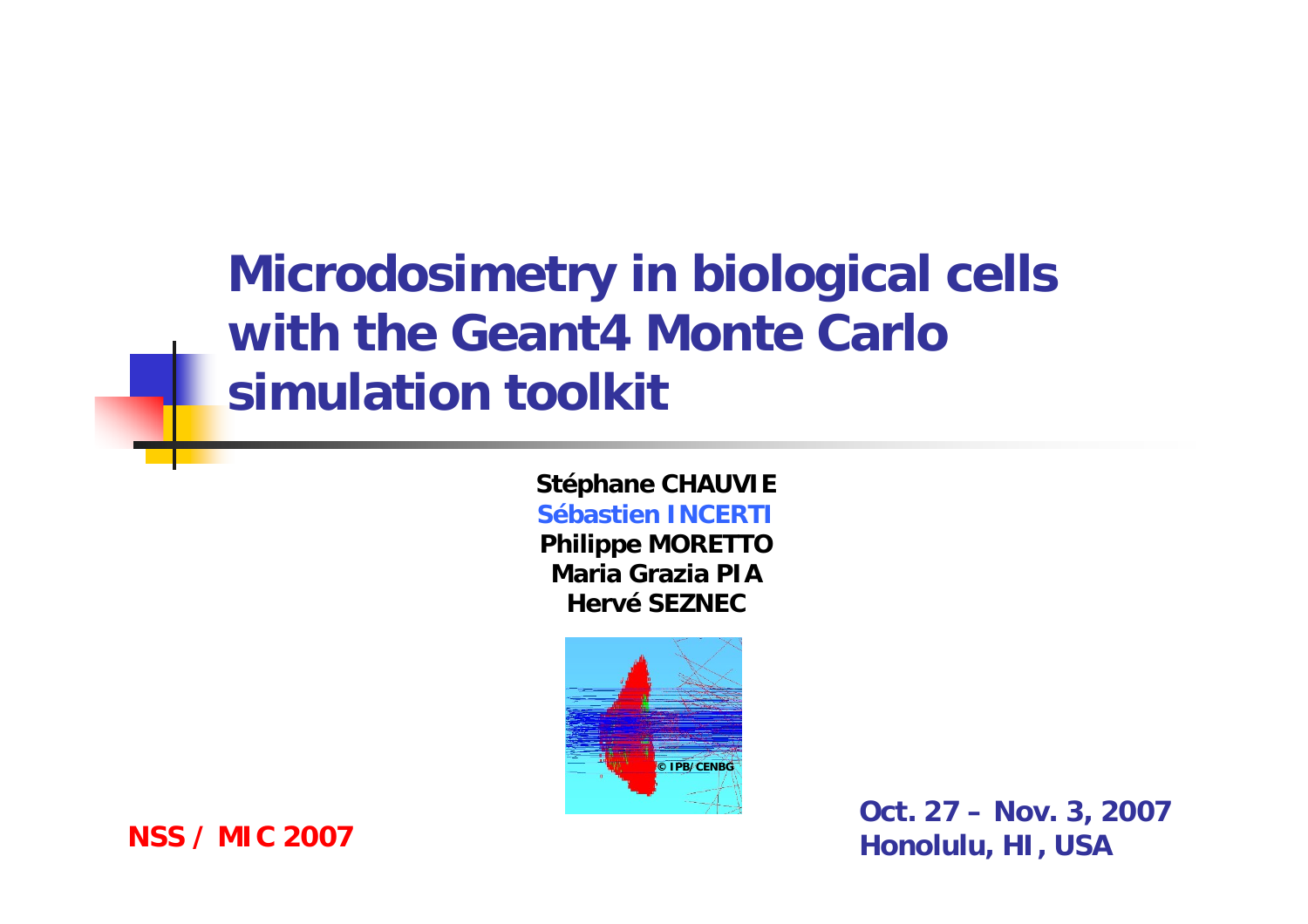# Microdosimetry in biological cells with the Geant4 Monte Carlo simulation toolkit

**Stéphane CHAUVIE**
**Sébastien INCERTI**
**Philippe MORETTO**
**Maria Grazia PIA**
**Hervé SEZNEC**

© IPB/CENBG

**NSS / MIC 2007**

**Oct. 27 – Nov. 3, 2007**
**Honolulu, HI, USA**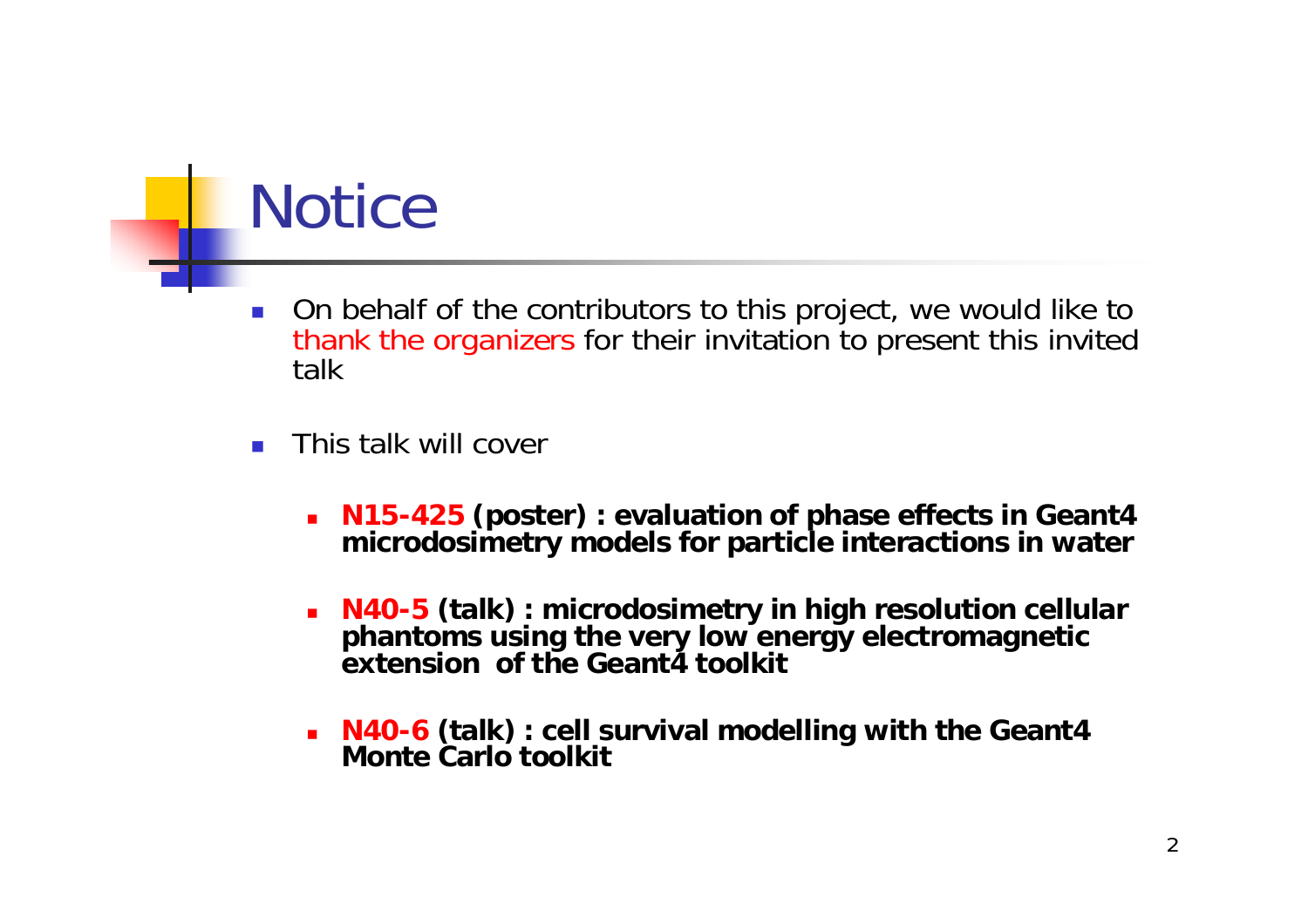# Notice

- On behalf of the contributors to this project, we would like to thank the organizers for their invitation to present this invited talk

- This talk will cover
  - **N15-425 (poster) : evaluation of phase effects in Geant4 microdosimetry models for particle interactions in water**
  - **N40-5 (talk) : microdosimetry in high resolution cellular phantoms using the very low energy electromagnetic extension of the Geant4 toolkit**
  - **N40-6 (talk) : cell survival modelling with the Geant4 Monte Carlo toolkit**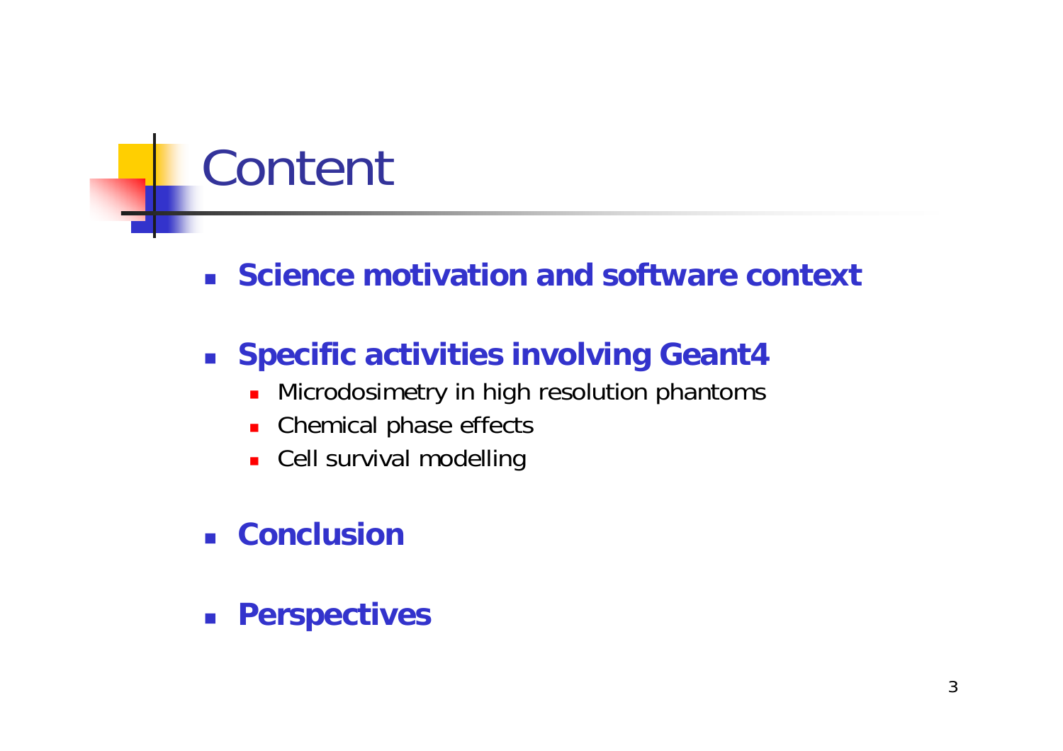# Content

- **Science motivation and software context**
- **Specific activities involving Geant4**
  - Microdosimetry in high resolution phantoms
  - Chemical phase effects
  - Cell survival modelling
- **Conclusion**
- **Perspectives**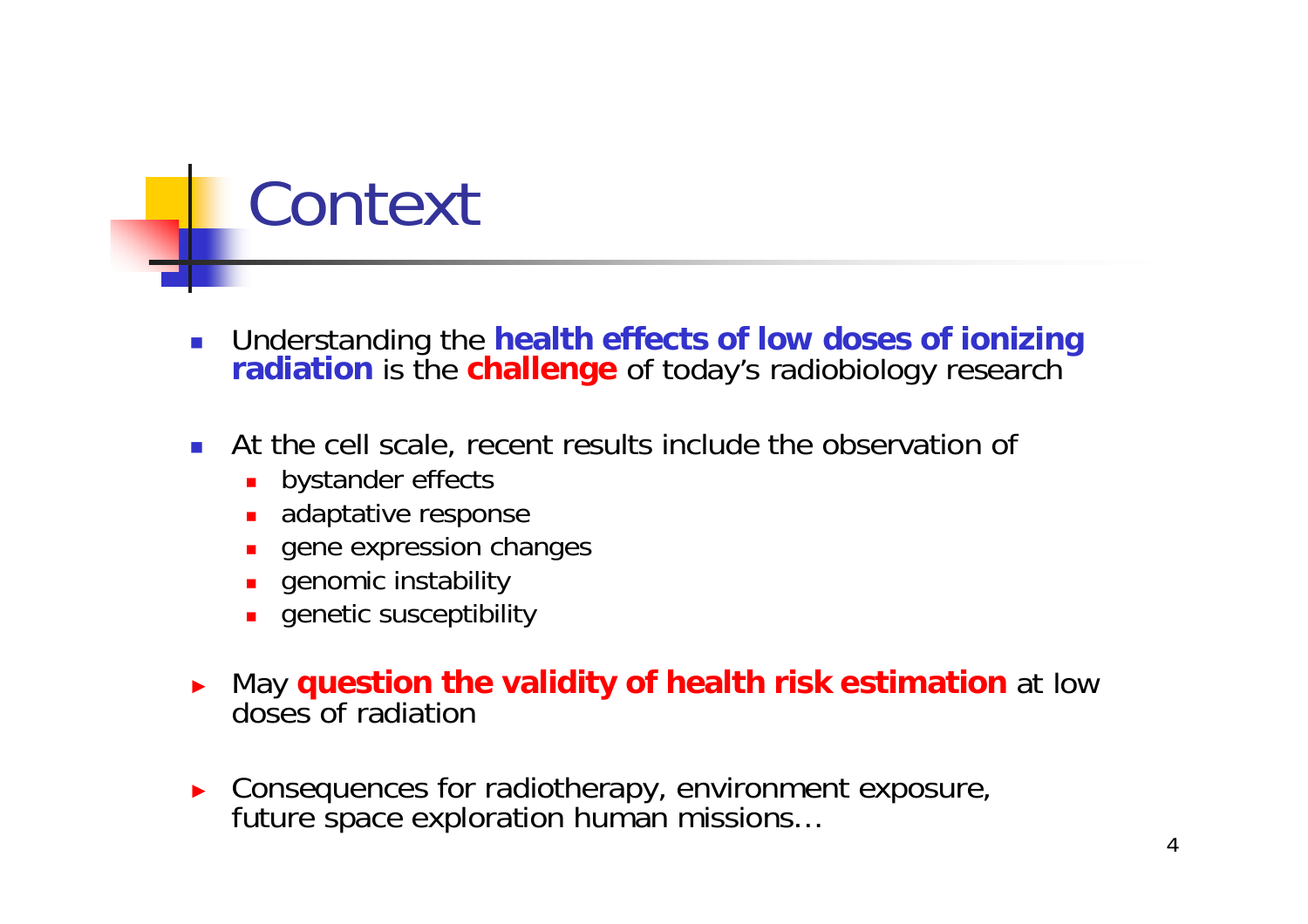# Context

- Understanding the **health effects of low doses of ionizing radiation** is the **challenge** of today's radiobiology research

- At the cell scale, recent results include the observation of
  - bystander effects
  - adaptative response
  - gene expression changes
  - genomic instability
  - genetic susceptibility

- May **question the validity of health risk estimation** at low doses of radiation

- Consequences for radiotherapy, environment exposure, future space exploration human missions…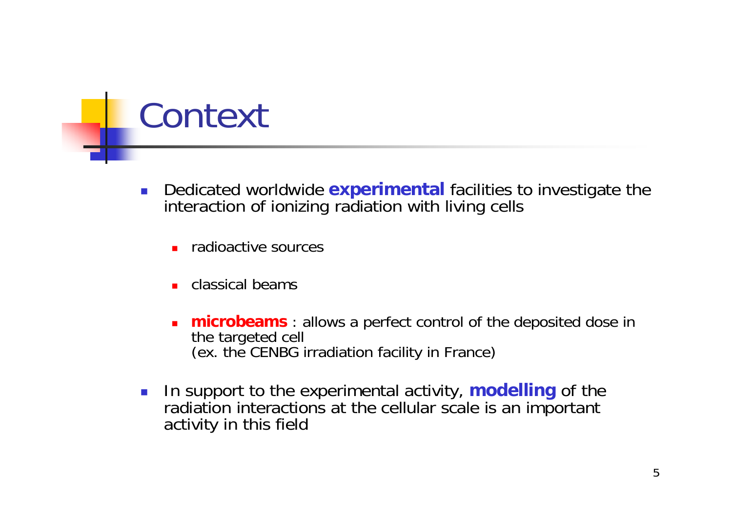# Context

- Dedicated worldwide **experimental** facilities to investigate the interaction of ionizing radiation with living cells
  - radioactive sources
  - classical beams
  - **microbeams** : allows a perfect control of the deposited dose in the targeted cell
    (ex. the CENBG irradiation facility in France)
- In support to the experimental activity, **modelling** of the radiation interactions at the cellular scale is an important activity in this field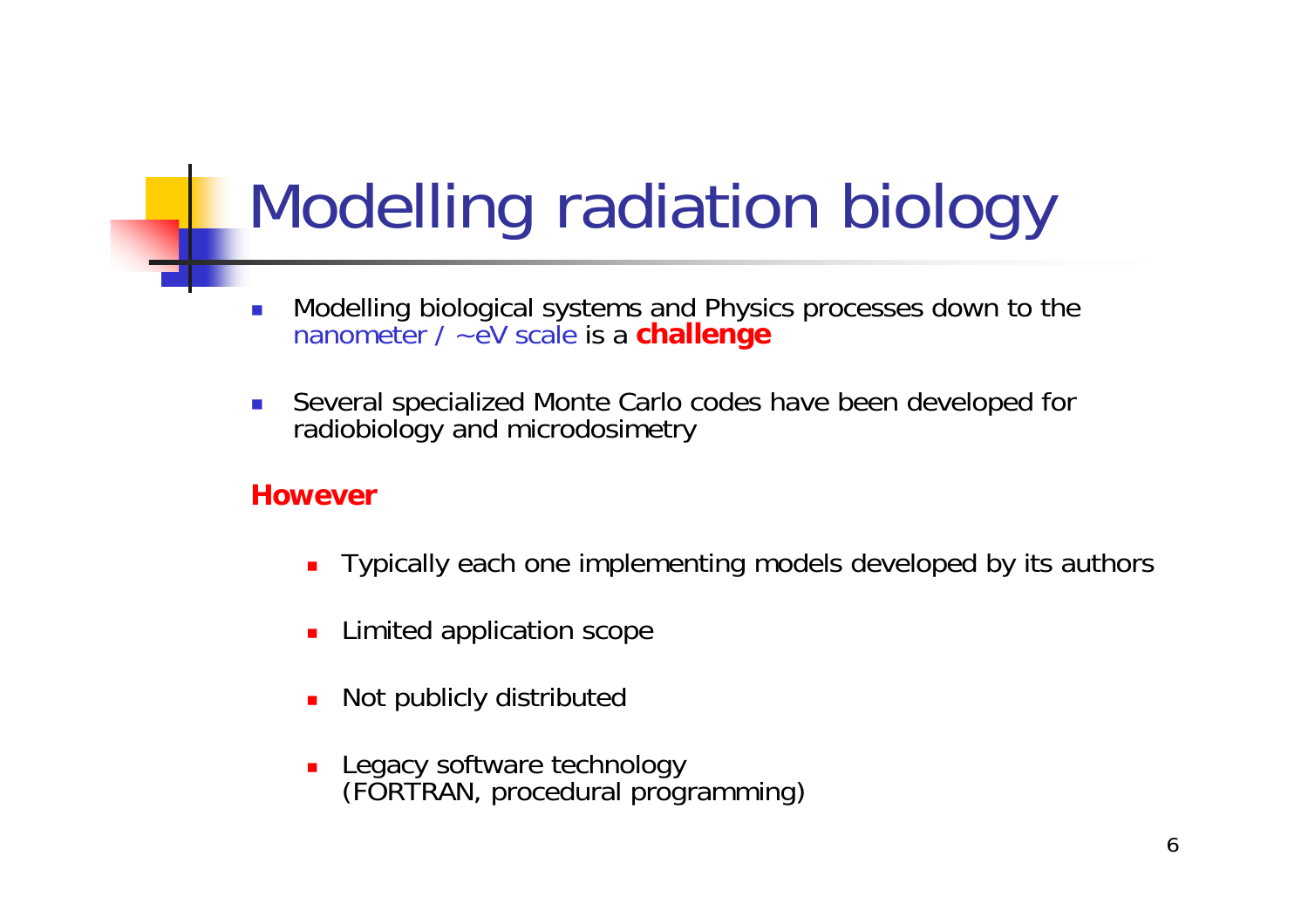# Modelling radiation biology

- Modelling biological systems and Physics processes down to the nanometer / ~eV scale is a **challenge**
- Several specialized Monte Carlo codes have been developed for radiobiology and microdosimetry

**However**

- Typically each one implementing models developed by its authors
- Limited application scope
- Not publicly distributed
- Legacy software technology (FORTRAN, procedural programming)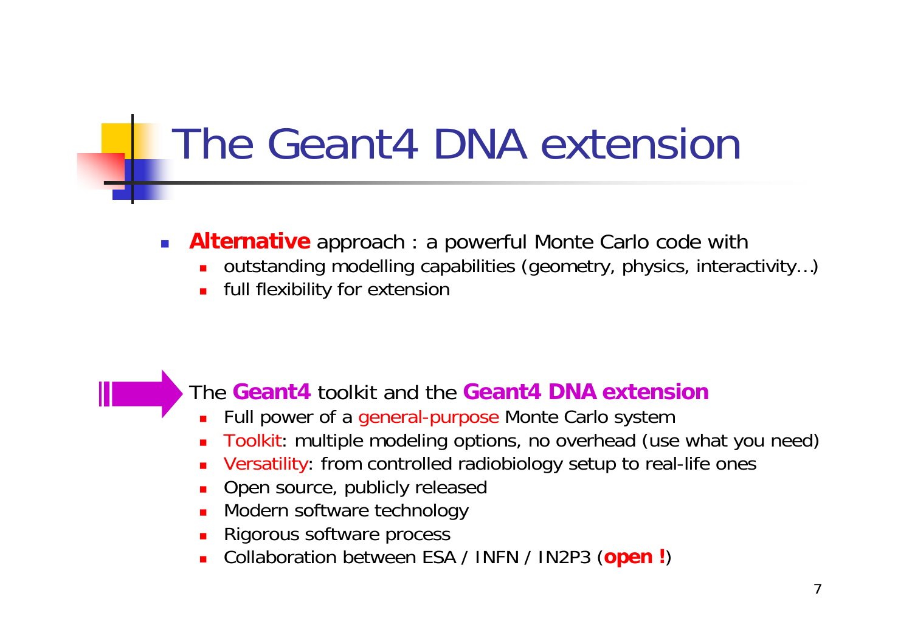# The Geant4 DNA extension

- **Alternative** approach : a powerful Monte Carlo code with
  - outstanding modelling capabilities (geometry, physics, interactivity…)
  - full flexibility for extension

The **Geant4** toolkit and the **Geant4 DNA extension**

- Full power of a general-purpose Monte Carlo system
- Toolkit: multiple modeling options, no overhead (use what you need)
- Versatility: from controlled radiobiology setup to real-life ones
- Open source, publicly released
- Modern software technology
- Rigorous software process
- Collaboration between ESA / INFN / IN2P3 (**open !**)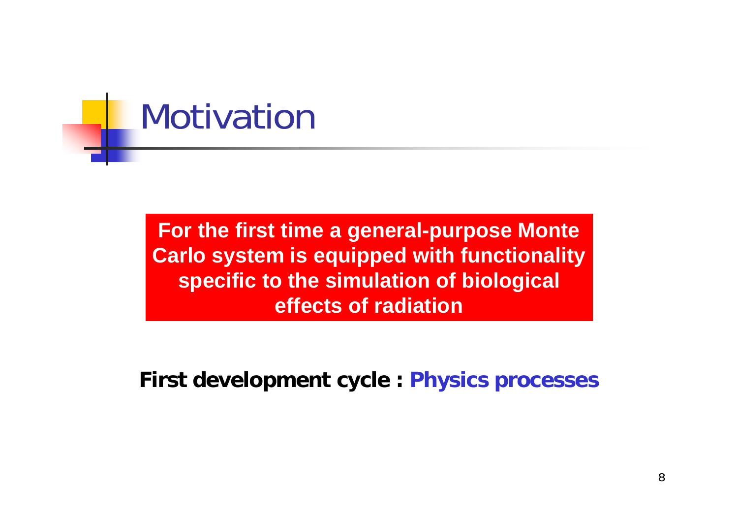# Motivation

**For the first time a general-purpose Monte Carlo system is equipped with functionality specific to the simulation of biological effects of radiation**

**First development cycle : Physics processes**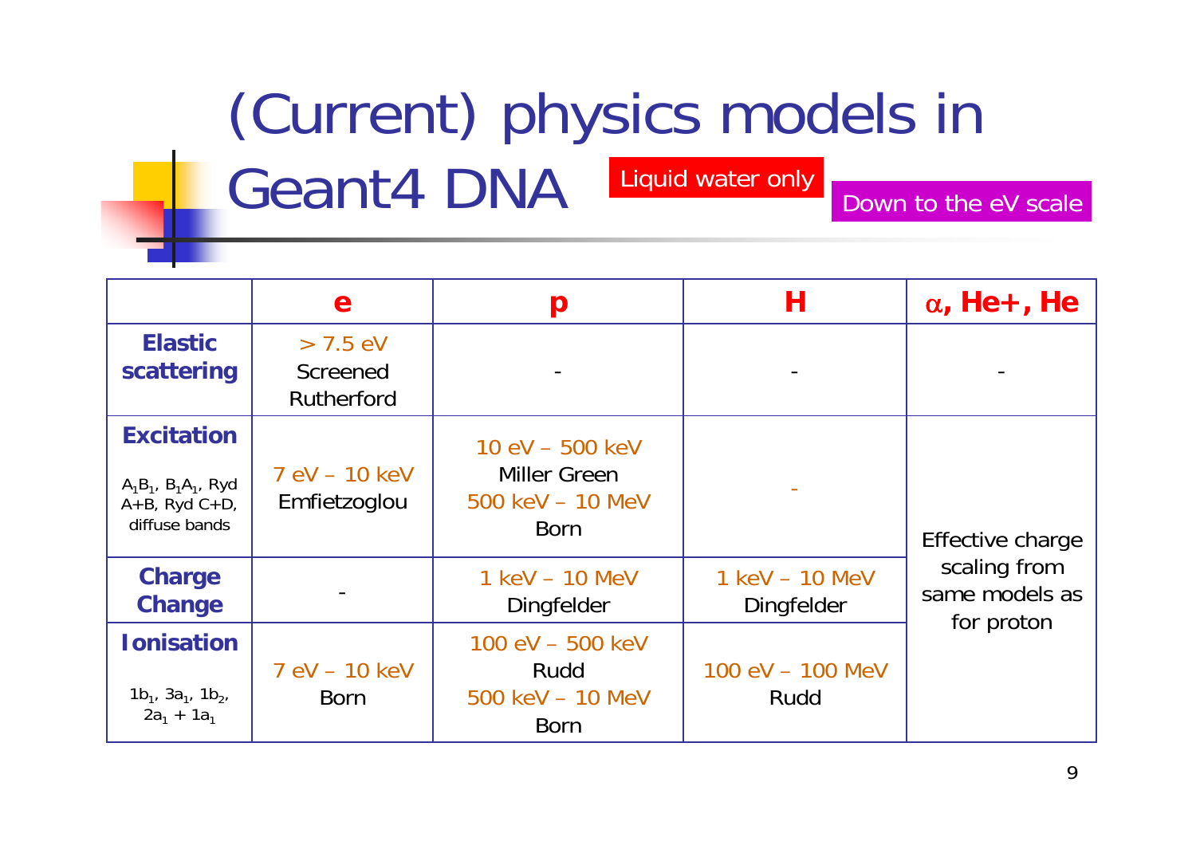# (Current) physics models in Geant4 DNA

Liquid water only

Down to the eV scale

| | e | p | H | α, He+, He |
|---|---|---|---|---|
| **Elastic scattering** | > 7.5 eV<br>Screened Rutherford | - | - | - |
| **Excitation**<br>$A_1B_1$, $B_1A_1$, Ryd A+B, Ryd C+D, diffuse bands | 7 eV – 10 keV<br>Emfietzoglou | 10 eV – 500 keV<br>Miller Green<br>500 keV – 10 MeV<br>Born | - | Effective charge scaling from same models as for proton |
| **Charge Change** | - | 1 keV – 10 MeV<br>Dingfelder | 1 keV – 10 MeV<br>Dingfelder | |
| **Ionisation**<br>$1b_1$, $3a_1$, $1b_2$, $2a_1 + 1a_1$ | 7 eV – 10 keV<br>Born | 100 eV – 500 keV<br>Rudd<br>500 keV – 10 MeV<br>Born | 100 eV – 100 MeV<br>Rudd | |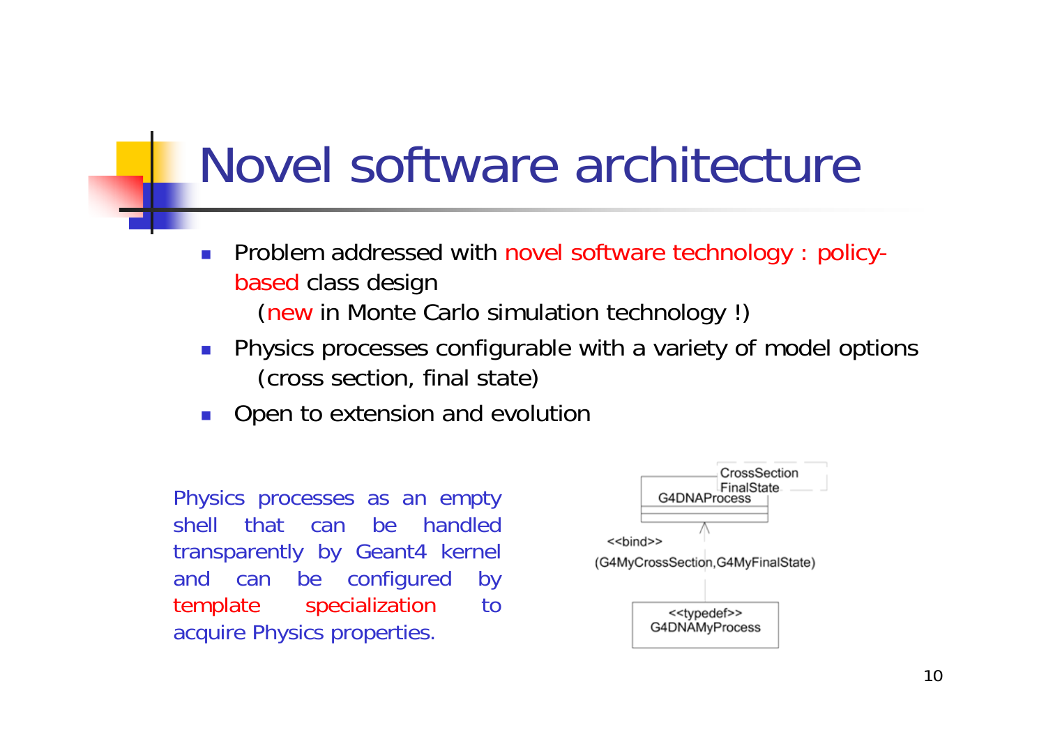# Novel software architecture

- Problem addressed with novel software technology : policy-based class design
  (new in Monte Carlo simulation technology !)
- Physics processes configurable with a variety of model options
  (cross section, final state)
- Open to extension and evolution

Physics processes as an empty shell that can be handled transparently by Geant4 kernel and can be configured by template specialization to acquire Physics properties.

CrossSection
FinalState
G4DNAProcess

<<bind>>
(G4MyCrossSection,G4MyFinalState)

<<typedef>>
G4DNAMyProcess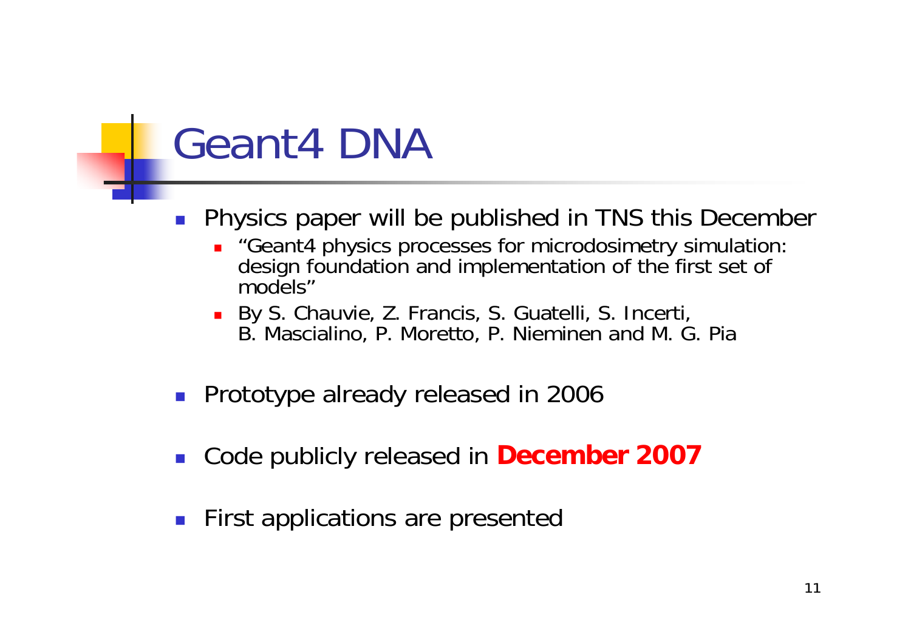# Geant4 DNA

- Physics paper will be published in TNS this December
  - "Geant4 physics processes for microdosimetry simulation: design foundation and implementation of the first set of models"
  - By S. Chauvie, Z. Francis, S. Guatelli, S. Incerti, B. Mascialino, P. Moretto, P. Nieminen and M. G. Pia
- Prototype already released in 2006
- Code publicly released in **December 2007**
- First applications are presented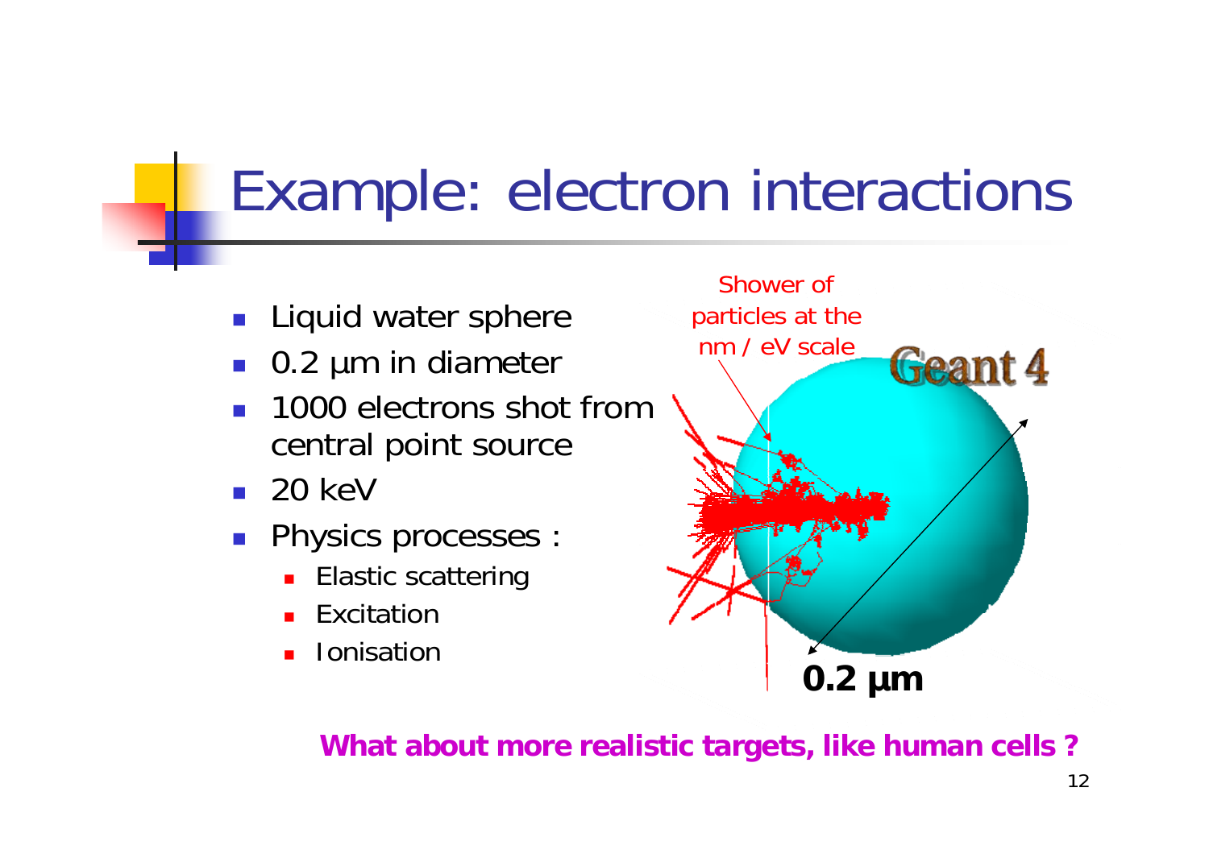# Example: electron interactions

- Liquid water sphere
- 0.2 µm in diameter
- 1000 electrons shot from central point source
- 20 keV
- Physics processes :
  - Elastic scattering
  - Excitation
  - Ionisation

Shower of particles at the nm / eV scale

Geant 4

0.2 µm

**What about more realistic targets, like human cells ?**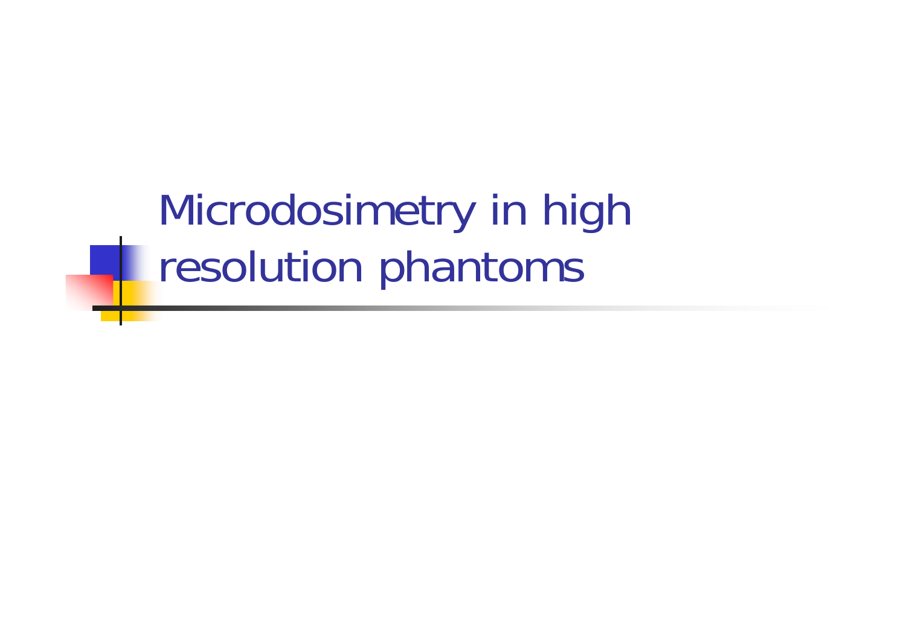# Microdosimetry in high resolution phantoms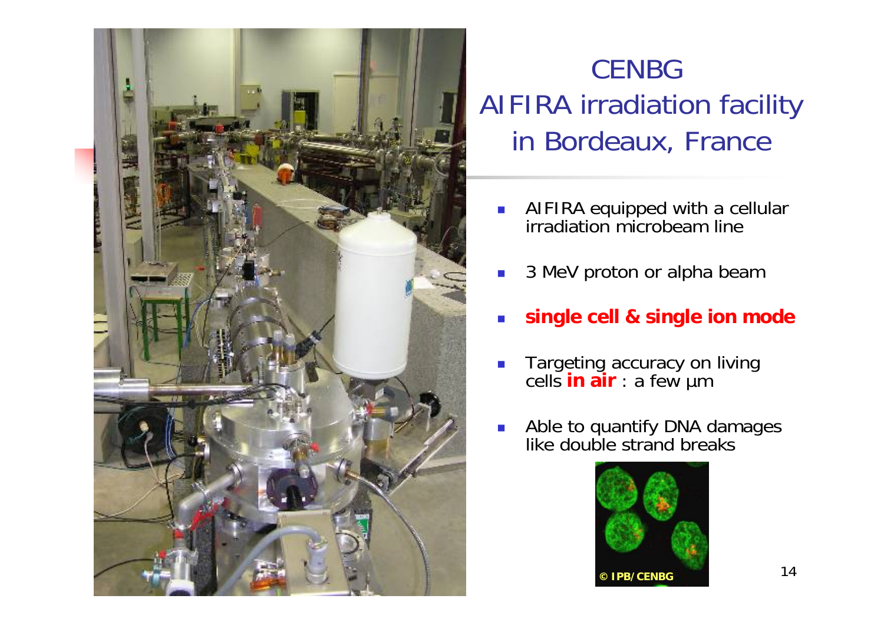# CENBG
# AIFIRA irradiation facility in Bordeaux, France

- AIFIRA equipped with a cellular irradiation microbeam line
- 3 MeV proton or alpha beam
- **single cell & single ion mode**
- Targeting accuracy on living cells **in air** : a few µm
- Able to quantify DNA damages like double strand breaks

© IPB/CENBG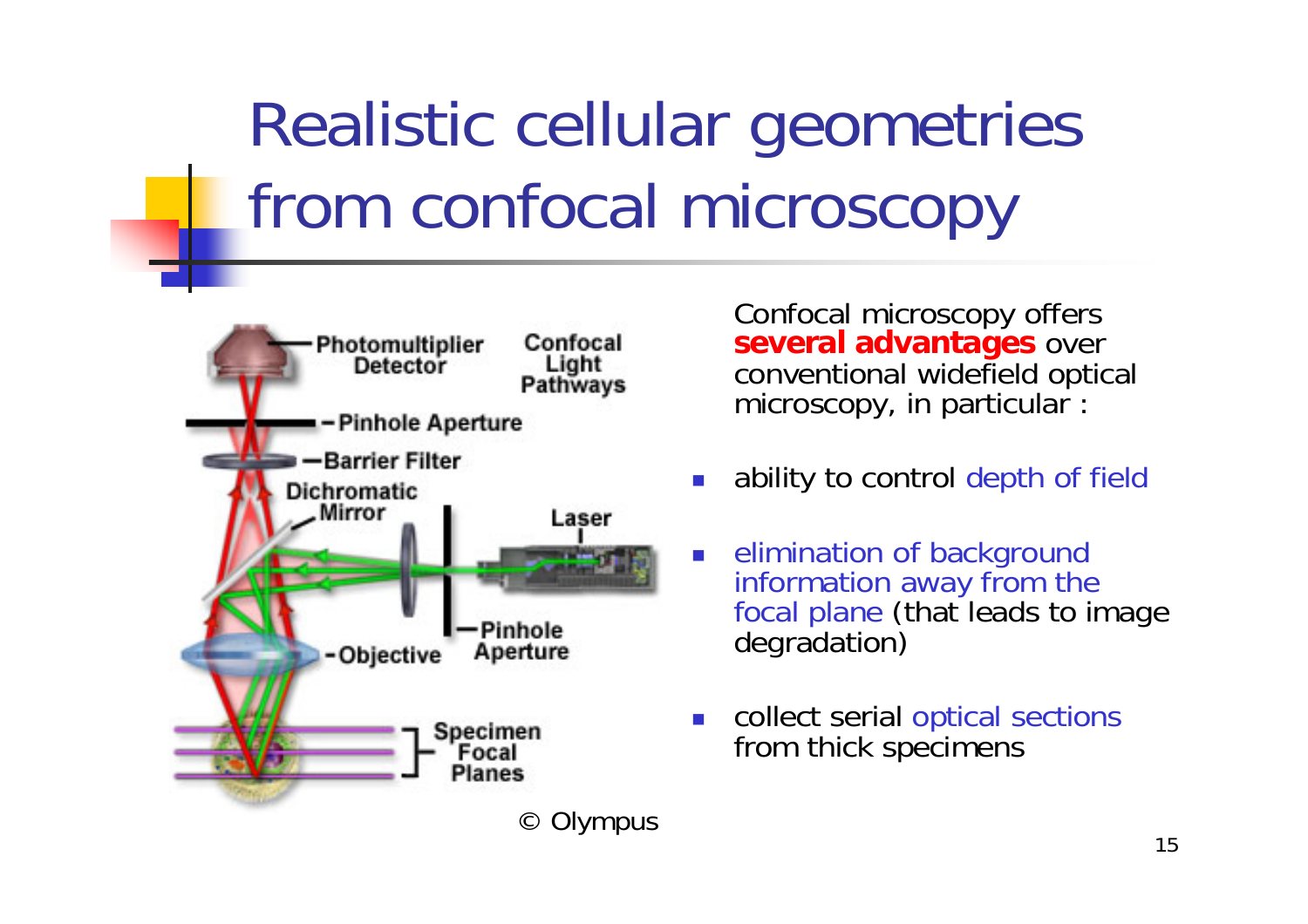# Realistic cellular geometries from confocal microscopy

© Olympus

Confocal microscopy offers **several advantages** over conventional widefield optical microscopy, in particular :

- ability to control depth of field
- elimination of background information away from the focal plane (that leads to image degradation)
- collect serial optical sections from thick specimens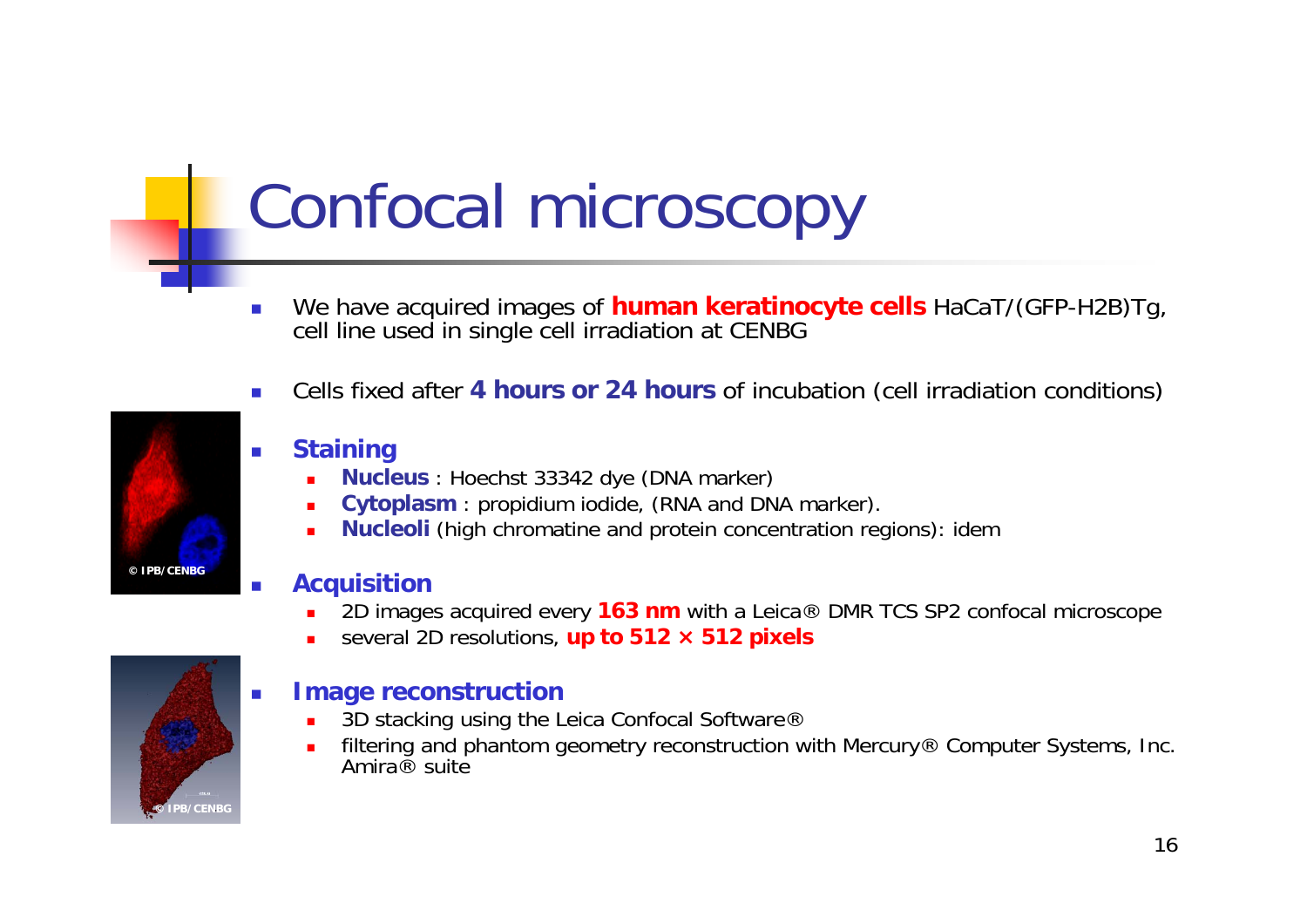# Confocal microscopy

- We have acquired images of **human keratinocyte cells** HaCaT/(GFP-H2B)Tg, cell line used in single cell irradiation at CENBG
- Cells fixed after **4 hours or 24 hours** of incubation (cell irradiation conditions)
- **Staining**
  - **Nucleus** : Hoechst 33342 dye (DNA marker)
  - **Cytoplasm** : propidium iodide, (RNA and DNA marker).
  - **Nucleoli** (high chromatine and protein concentration regions): idem
- **Acquisition**
  - 2D images acquired every **163 nm** with a Leica® DMR TCS SP2 confocal microscope
  - several 2D resolutions, **up to 512 × 512 pixels**
- **Image reconstruction**
  - 3D stacking using the Leica Confocal Software®
  - filtering and phantom geometry reconstruction with Mercury® Computer Systems, Inc. Amira® suite

© IPB/CENBG

© IPB/CENBG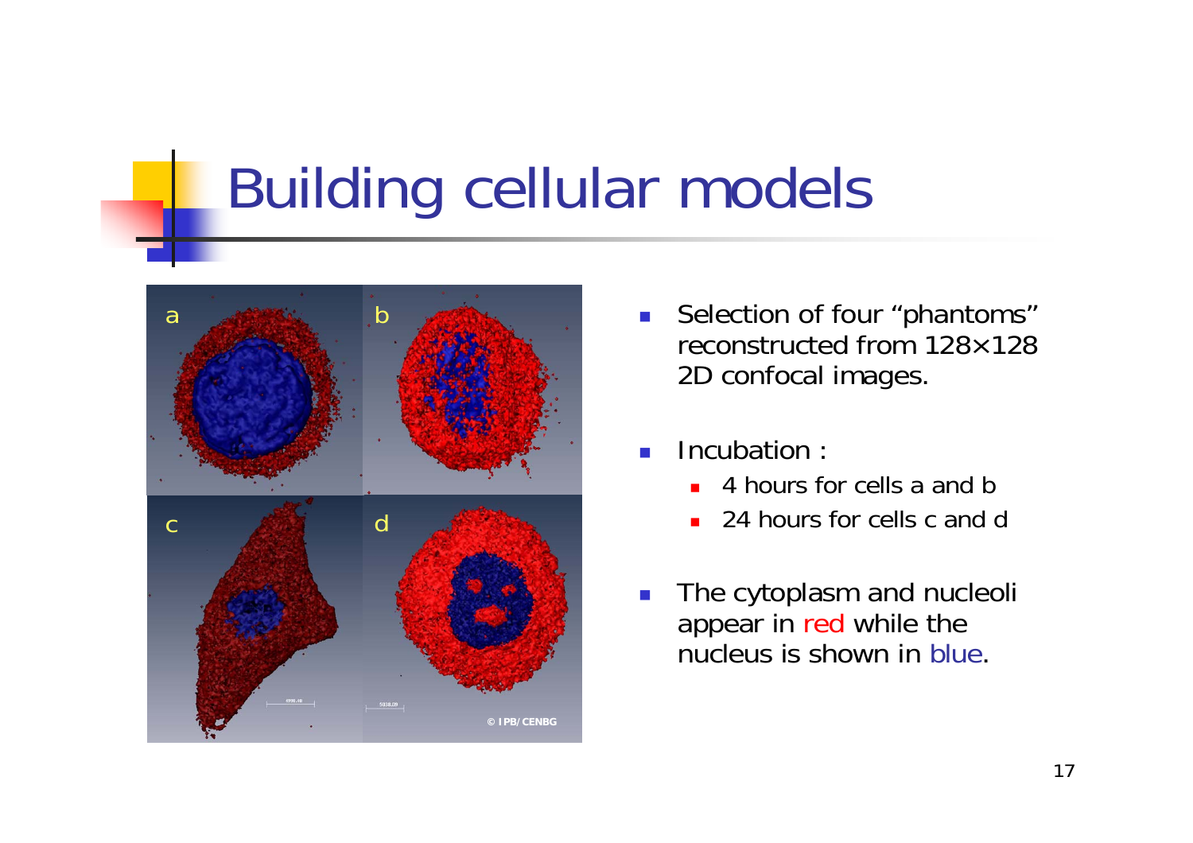# Building cellular models

- Selection of four "phantoms" reconstructed from 128×128 2D confocal images.

- Incubation :
  - 4 hours for cells a and b
  - 24 hours for cells c and d

- The cytoplasm and nucleoli appear in red while the nucleus is shown in blue.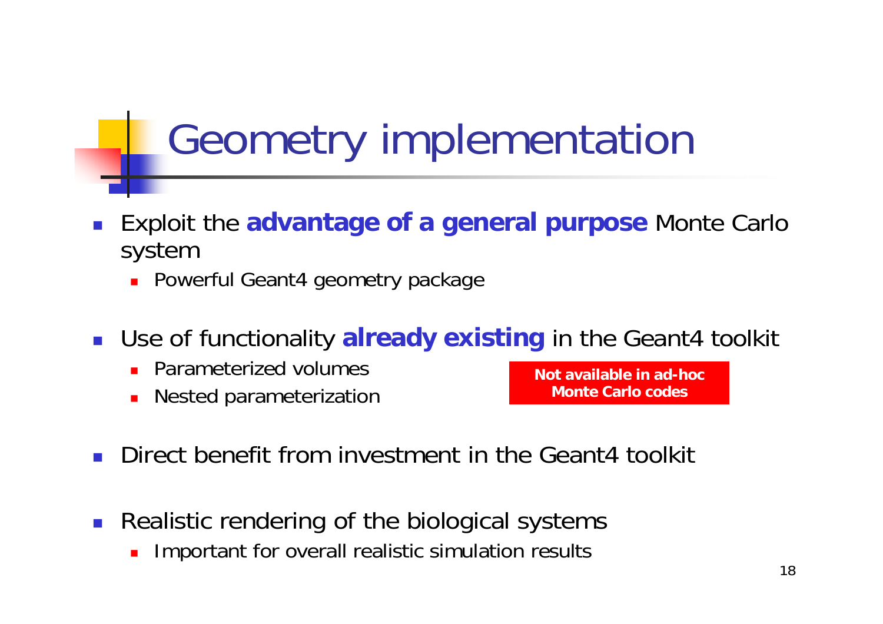# Geometry implementation

- Exploit the **advantage of a general purpose** Monte Carlo system
  - Powerful Geant4 geometry package
- Use of functionality **already existing** in the Geant4 toolkit
  - Parameterized volumes
  - Nested parameterization

**Not available in ad-hoc Monte Carlo codes**

- Direct benefit from investment in the Geant4 toolkit
- Realistic rendering of the biological systems
  - Important for overall realistic simulation results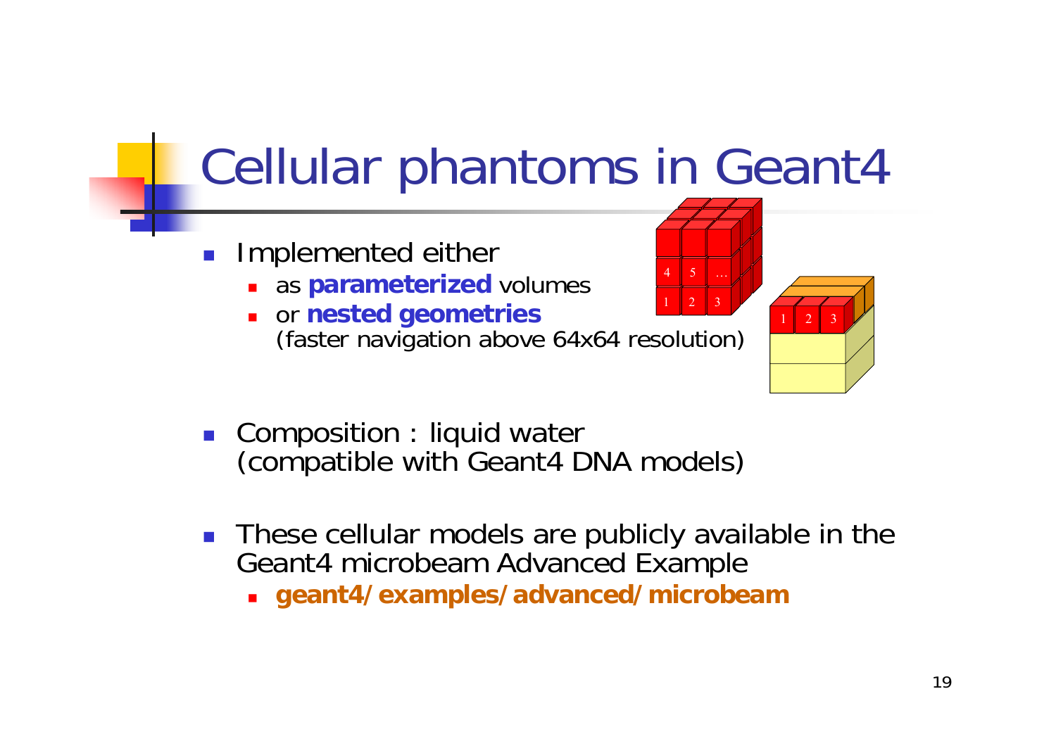# Cellular phantoms in Geant4

- Implemented either
  - as **parameterized** volumes
  - or **nested geometries** (faster navigation above 64x64 resolution)

- Composition : liquid water (compatible with Geant4 DNA models)

- These cellular models are publicly available in the Geant4 microbeam Advanced Example
  - **geant4/examples/advanced/microbeam**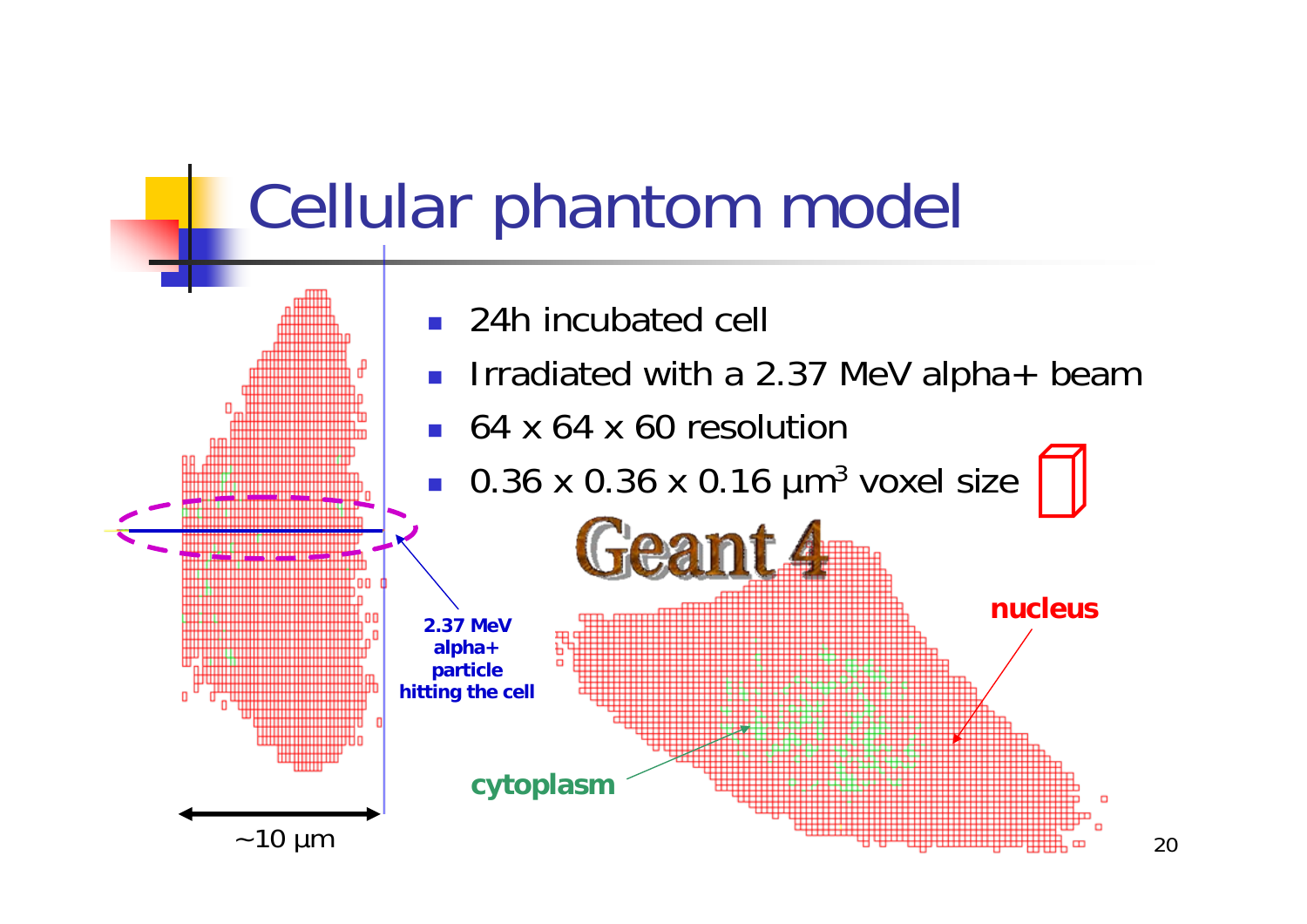# Cellular phantom model

- 24h incubated cell
- Irradiated with a 2.37 MeV alpha+ beam
- 64 x 64 x 60 resolution
- 0.36 x 0.36 x 0.16 $\mu m^3$ voxel size

2.37 MeV alpha+ particle hitting the cell

~10 µm

Geant 4

nucleus

cytoplasm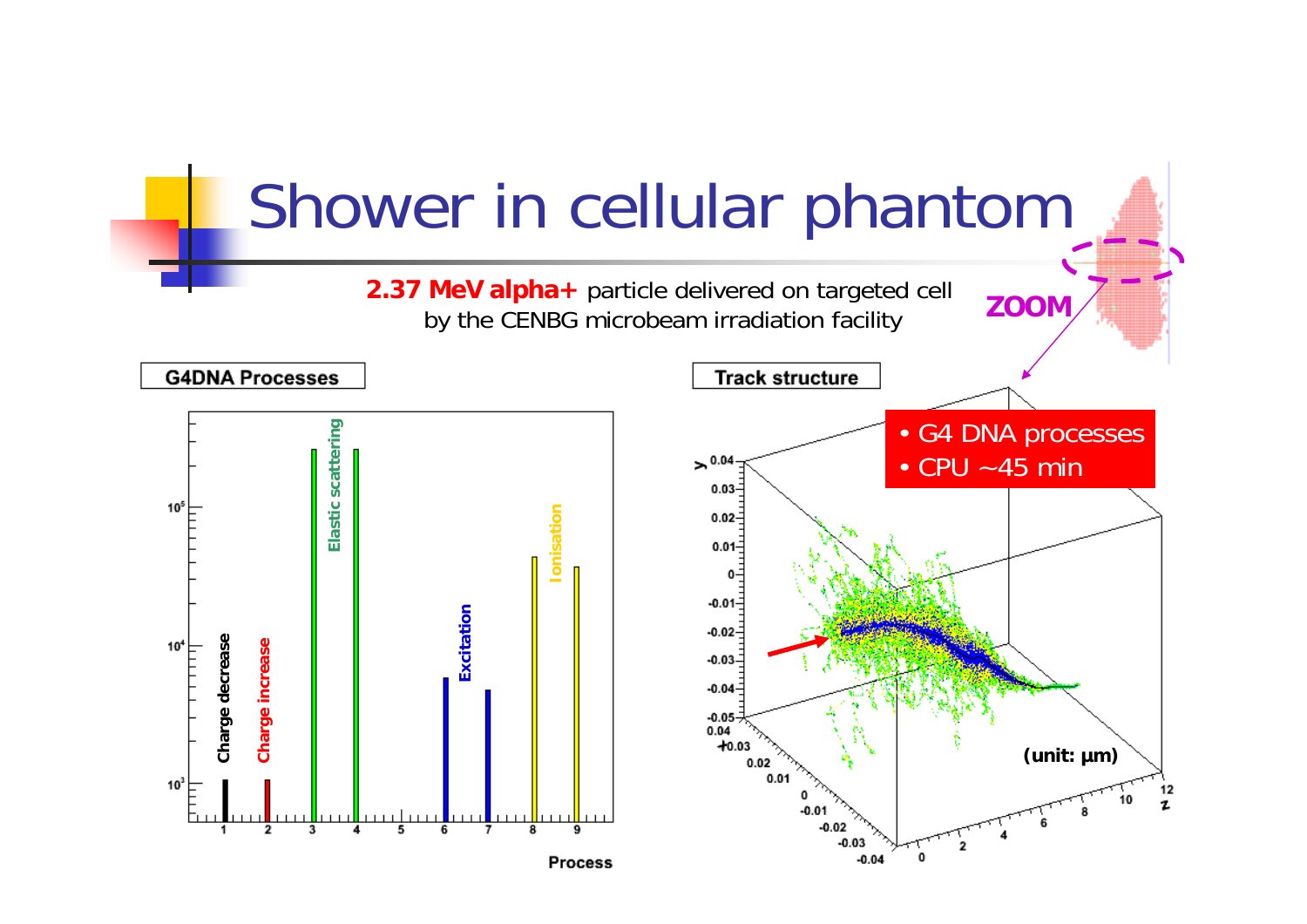# Shower in cellular phantom

**2.37 MeV alpha+** particle delivered on targeted cell by the CENBG microbeam irradiation facility

ZOOM

**G4DNA Processes**

**Track structure**

- G4 DNA processes
- CPU ~45 min

(unit: µm)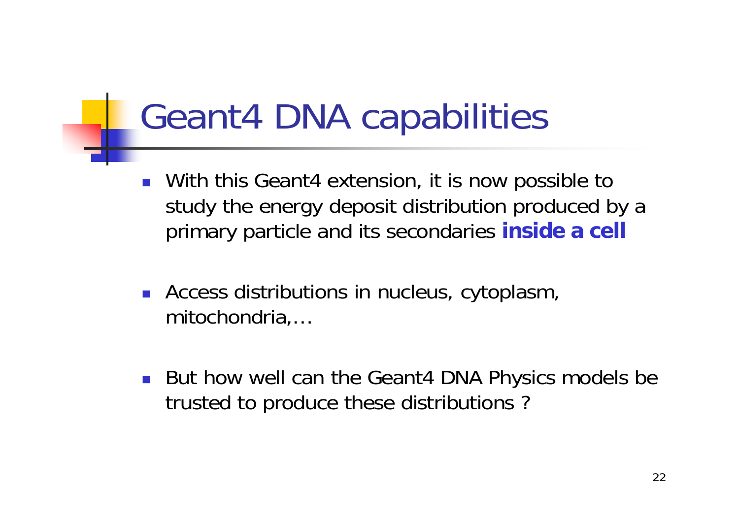# Geant4 DNA capabilities

- With this Geant4 extension, it is now possible to study the energy deposit distribution produced by a primary particle and its secondaries **inside a cell**

- Access distributions in nucleus, cytoplasm, mitochondria,…

- But how well can the Geant4 DNA Physics models be trusted to produce these distributions ?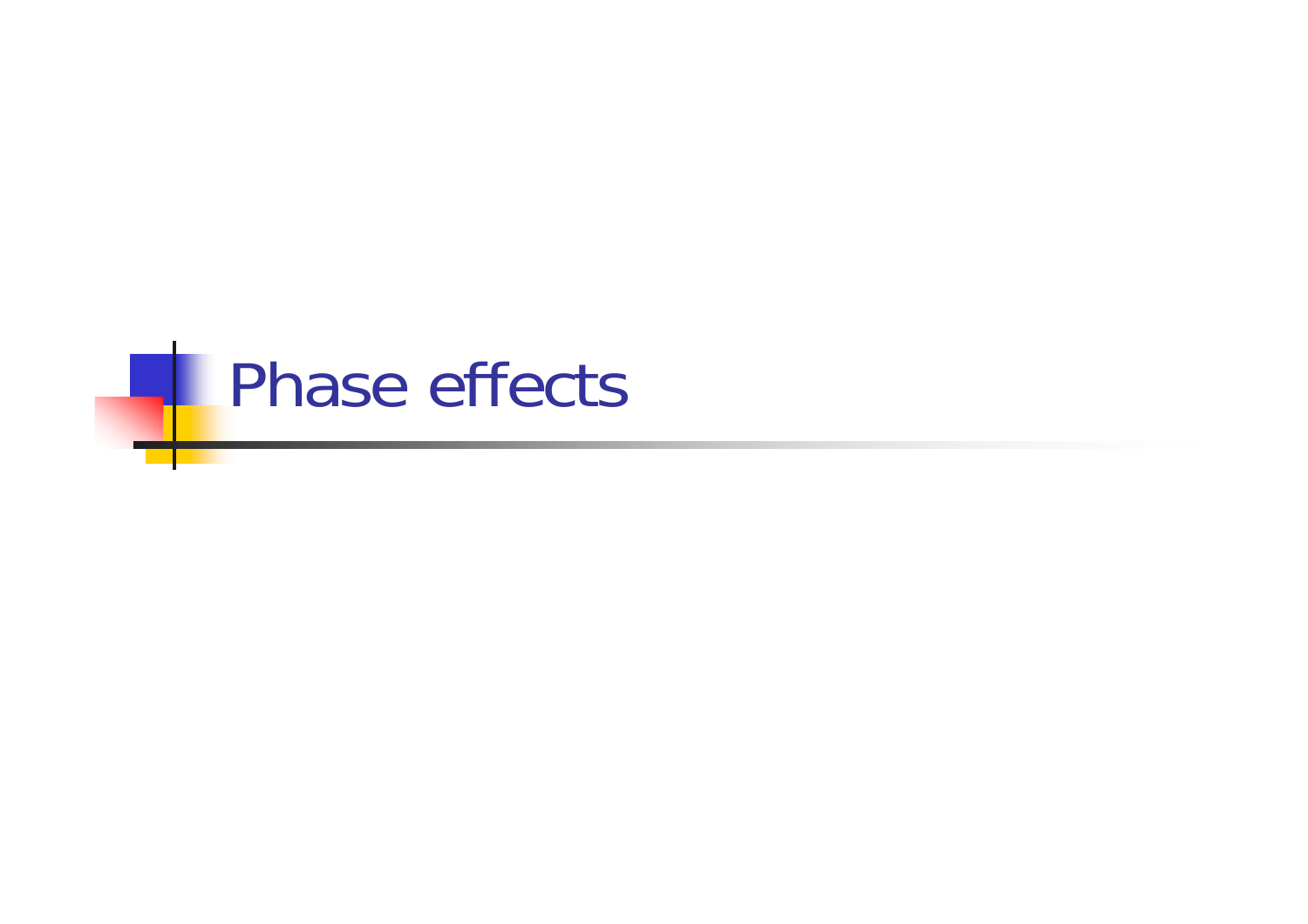# Phase effects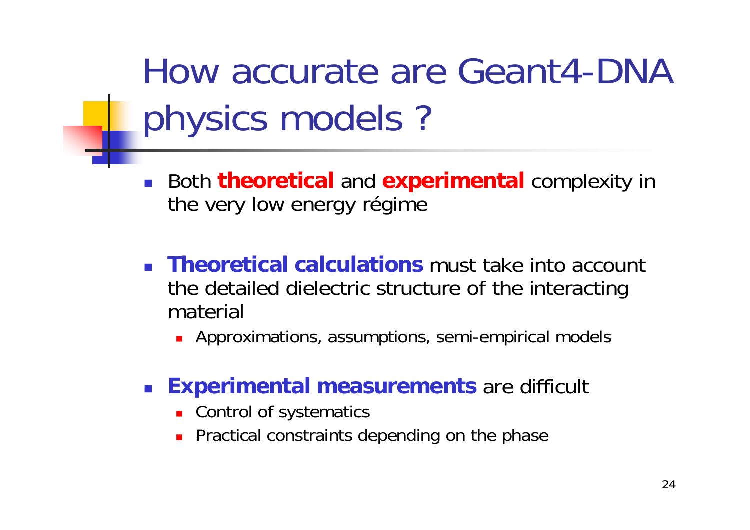# How accurate are Geant4-DNA physics models ?

- Both **theoretical** and **experimental** complexity in the very low energy régime

- **Theoretical calculations** must take into account the detailed dielectric structure of the interacting material
  - Approximations, assumptions, semi-empirical models

- **Experimental measurements** are difficult
  - Control of systematics
  - Practical constraints depending on the phase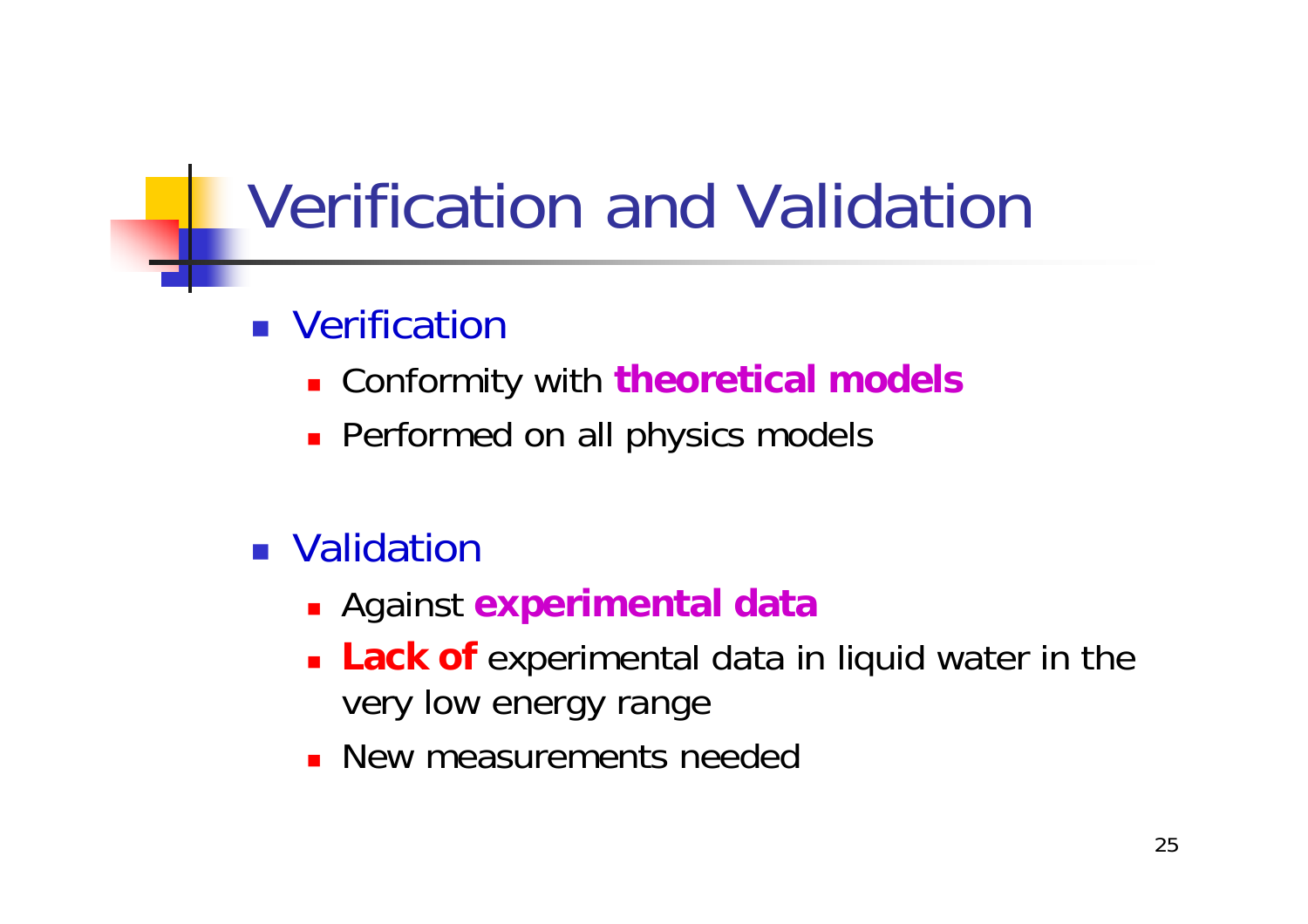# Verification and Validation

- Verification
  - Conformity with **theoretical models**
  - Performed on all physics models

- Validation
  - Against **experimental data**
  - **Lack of** experimental data in liquid water in the very low energy range
  - New measurements needed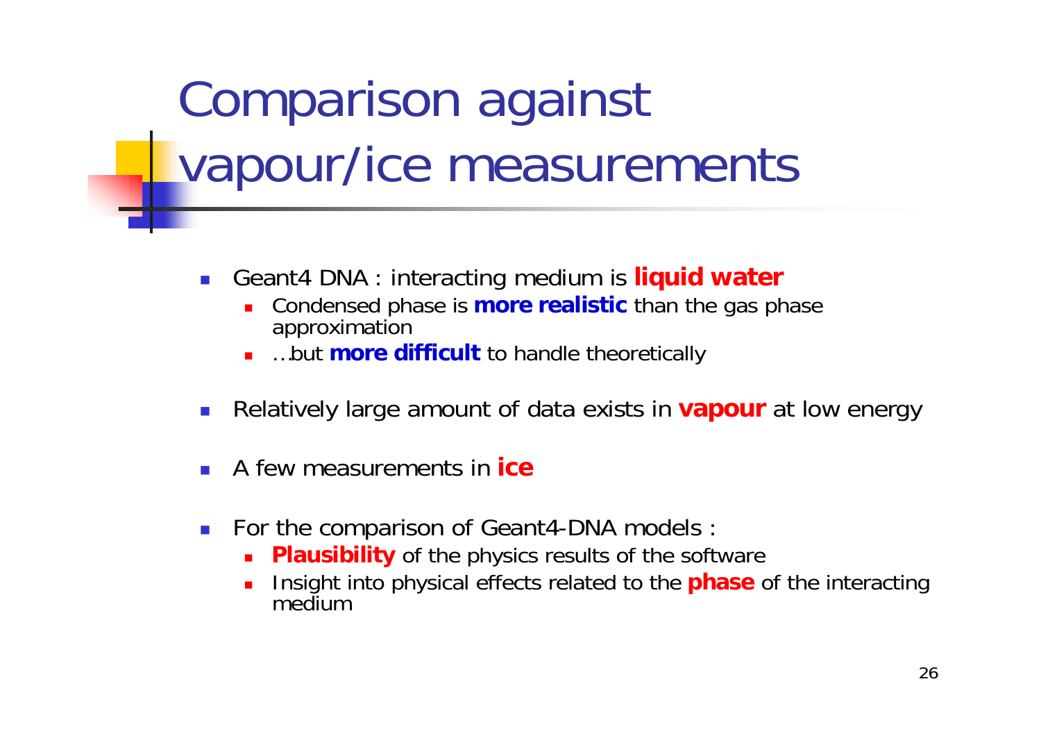# Comparison against vapour/ice measurements

- Geant4 DNA : interacting medium is **liquid water**
  - Condensed phase is **more realistic** than the gas phase approximation
  - …but **more difficult** to handle theoretically
- Relatively large amount of data exists in **vapour** at low energy
- A few measurements in **ice**
- For the comparison of Geant4-DNA models :
  - **Plausibility** of the physics results of the software
  - Insight into physical effects related to the **phase** of the interacting medium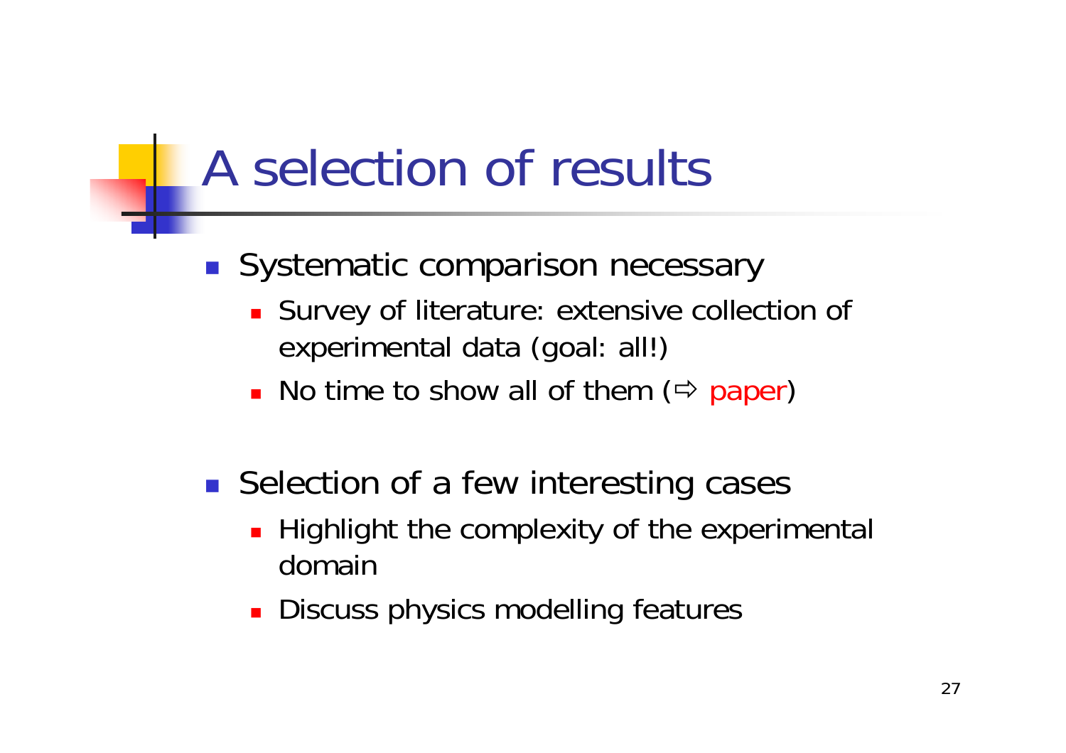# A selection of results

- Systematic comparison necessary
  - Survey of literature: extensive collection of experimental data (goal: all!)
  - No time to show all of them (⇨ paper)

- Selection of a few interesting cases
  - Highlight the complexity of the experimental domain
  - Discuss physics modelling features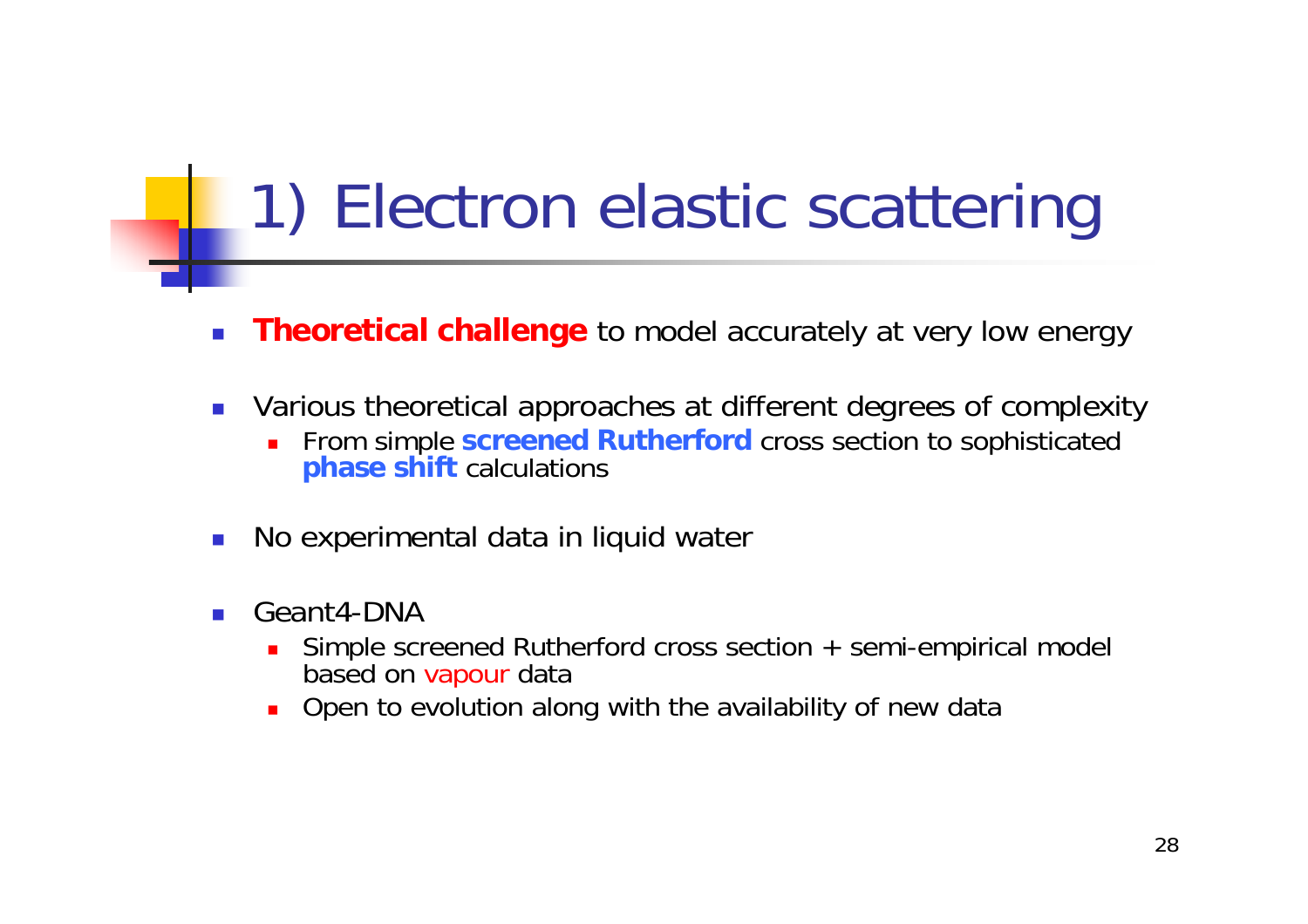# 1) Electron elastic scattering

- **Theoretical challenge** to model accurately at very low energy

- Various theoretical approaches at different degrees of complexity
  - From simple **screened Rutherford** cross section to sophisticated **phase shift** calculations

- No experimental data in liquid water

- Geant4-DNA
  - Simple screened Rutherford cross section + semi-empirical model based on vapour data
  - Open to evolution along with the availability of new data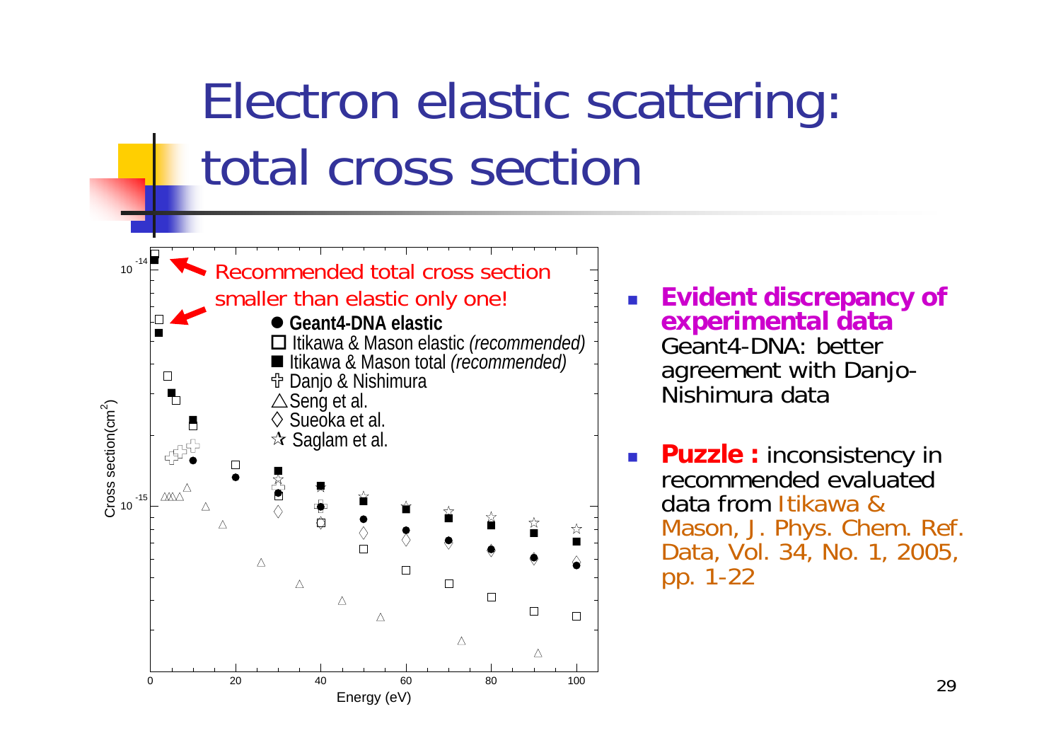# Electron elastic scattering: total cross section

Recommended total cross section smaller than elastic only one!

- ● **Geant4-DNA elastic**
- □ Itikawa & Mason elastic *(recommended)*
- ■ Itikawa & Mason total *(recommended)*
- ✣ Danjo & Nishimura
- △ Seng et al.
- ◇ Sueoka et al.
- ☆ Saglam et al.

Cross section($cm^2$)

Energy (eV)

- **Evident discrepancy of experimental data**
  Geant4-DNA: better agreement with Danjo-Nishimura data
- **Puzzle :** inconsistency in recommended evaluated data from Itikawa & Mason, J. Phys. Chem. Ref. Data, Vol. 34, No. 1, 2005, pp. 1-22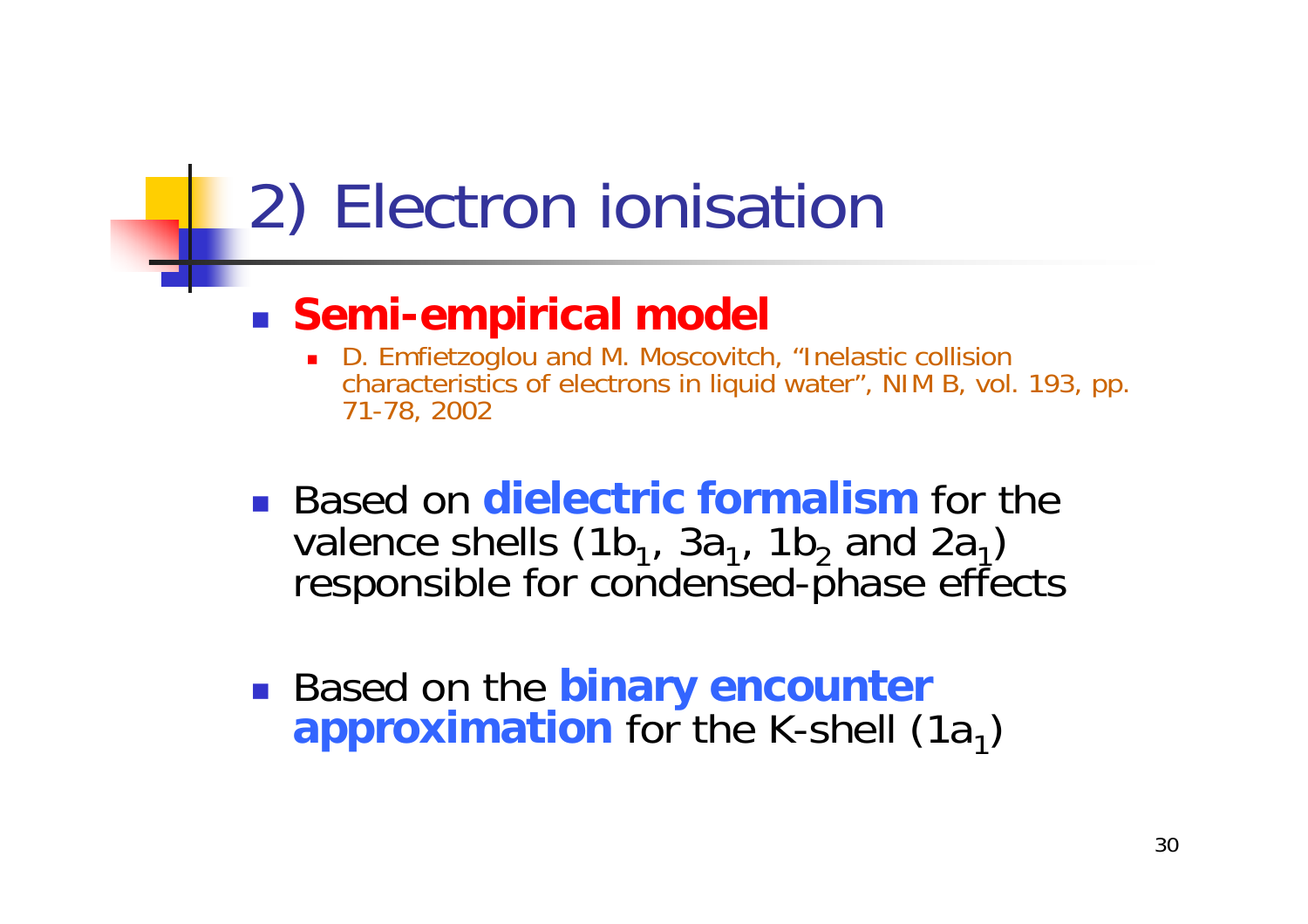# 2) Electron ionisation

- **Semi-empirical model**
  - D. Emfietzoglou and M. Moscovitch, "Inelastic collision characteristics of electrons in liquid water", NIM B, vol. 193, pp. 71-78, 2002

- Based on **dielectric formalism** for the valence shells ($1b_1$, $3a_1$, $1b_2$ and $2a_1$) responsible for condensed-phase effects

- Based on the **binary encounter approximation** for the K-shell ($1a_1$)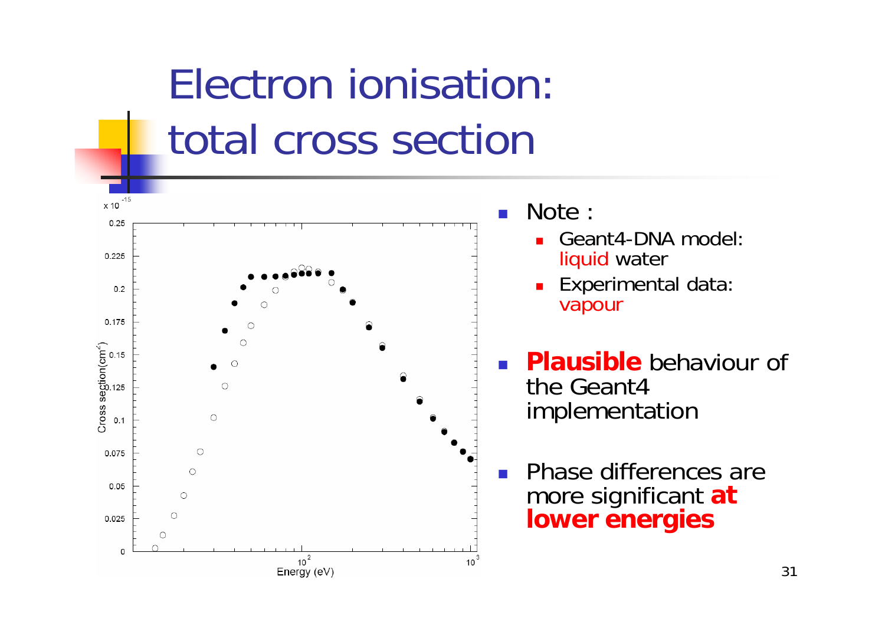# Electron ionisation: total cross section

- Note :
  - Geant4-DNA model: liquid water
  - Experimental data: vapour
- **Plausible** behaviour of the Geant4 implementation
- Phase differences are more significant **at lower energies**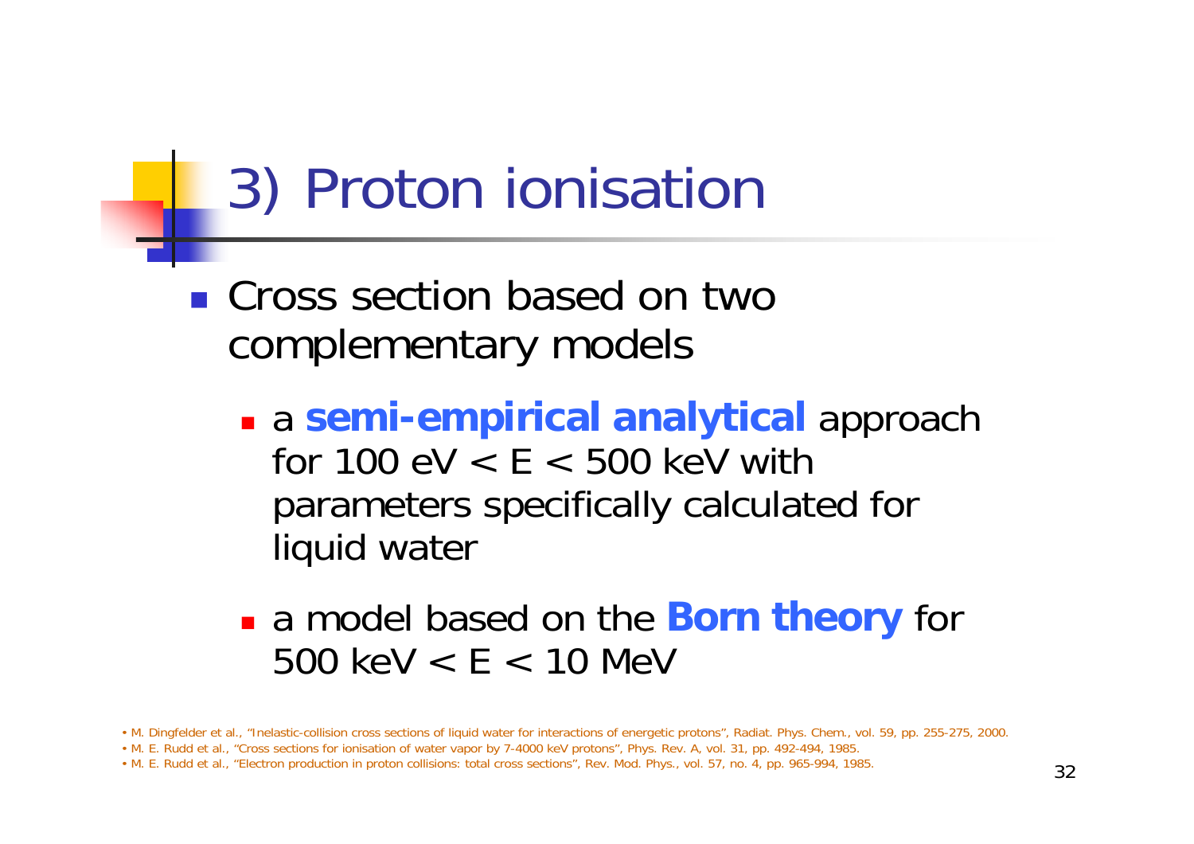# 3) Proton ionisation

- Cross section based on two complementary models
  - a **semi-empirical analytical** approach for 100 eV < E < 500 keV with parameters specifically calculated for liquid water
  - a model based on the **Born theory** for 500 keV < E < 10 MeV

- M. Dingfelder et al., "Inelastic-collision cross sections of liquid water for interactions of energetic protons", Radiat. Phys. Chem., vol. 59, pp. 255-275, 2000.
- M. E. Rudd et al., "Cross sections for ionisation of water vapor by 7-4000 keV protons", Phys. Rev. A, vol. 31, pp. 492-494, 1985.
- M. E. Rudd et al., "Electron production in proton collisions: total cross sections", Rev. Mod. Phys., vol. 57, no. 4, pp. 965-994, 1985.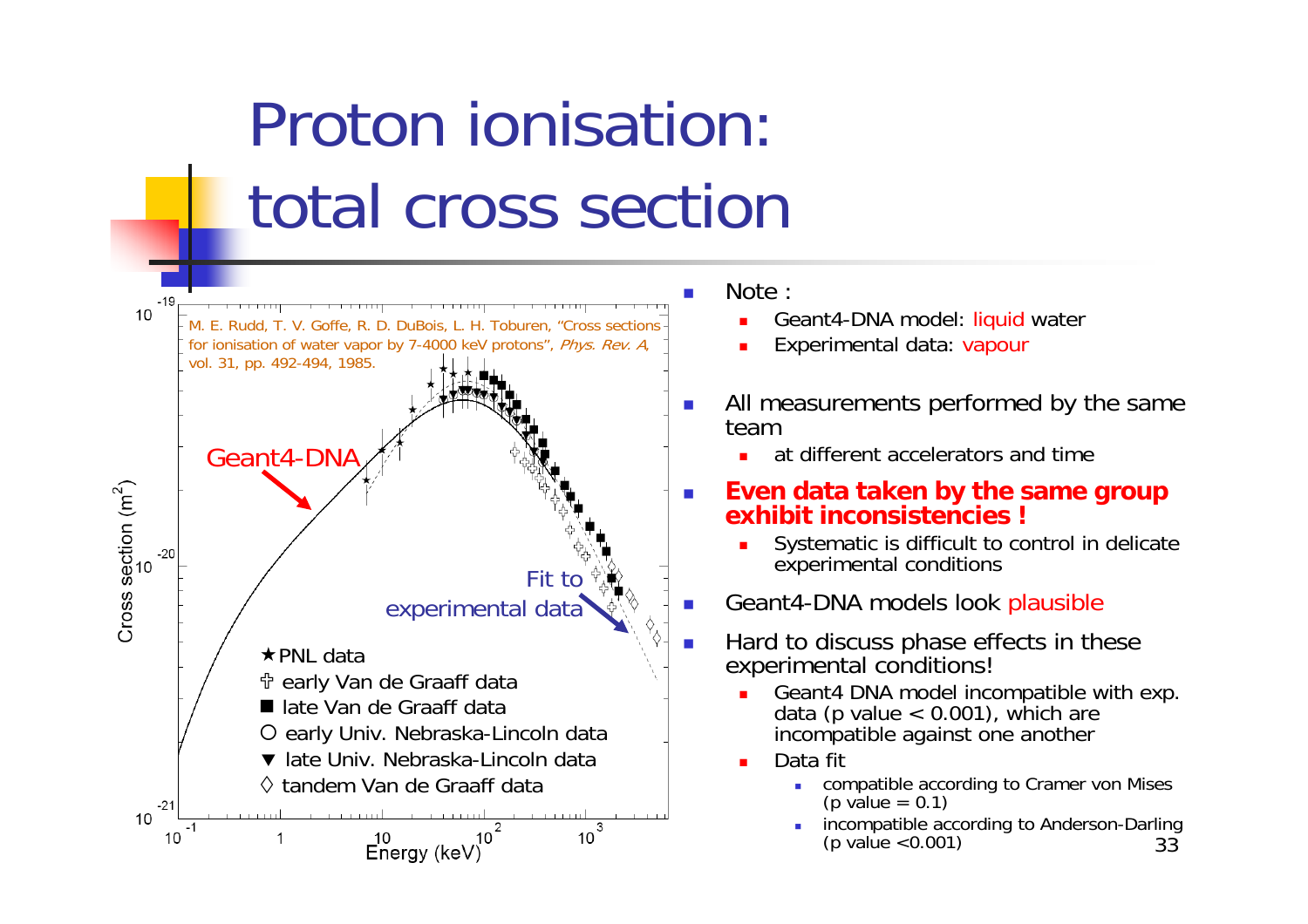# Proton ionisation: total cross section

- Note :
  - Geant4-DNA model: liquid water
  - Experimental data: vapour
- All measurements performed by the same team
  - at different accelerators and time
- **Even data taken by the same group exhibit inconsistencies !**
  - Systematic is difficult to control in delicate experimental conditions
- Geant4-DNA models look plausible
- Hard to discuss phase effects in these experimental conditions!
  - Geant4 DNA model incompatible with exp. data (p value < 0.001), which are incompatible against one another
  - Data fit
    - compatible according to Cramer von Mises (p value = 0.1)
    - incompatible according to Anderson-Darling (p value <0.001)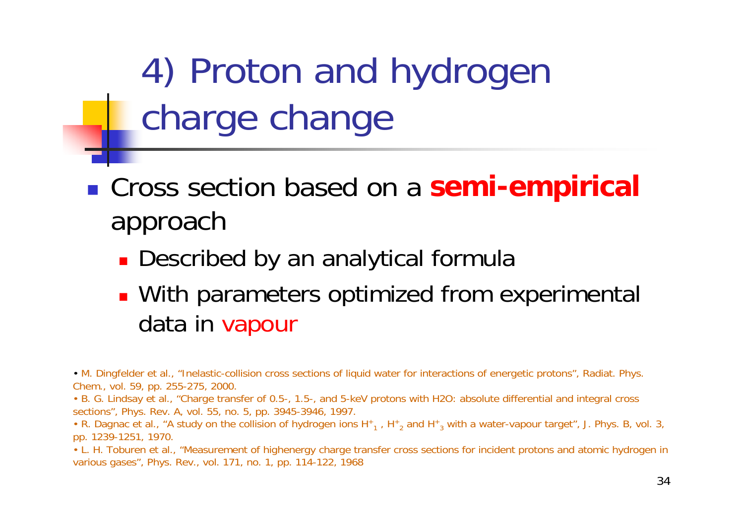# 4) Proton and hydrogen charge change

- Cross section based on a **semi-empirical** approach
  - Described by an analytical formula
  - With parameters optimized from experimental data in vapour

- M. Dingfelder et al., "Inelastic-collision cross sections of liquid water for interactions of energetic protons", Radiat. Phys. Chem., vol. 59, pp. 255-275, 2000.
- B. G. Lindsay et al., "Charge transfer of 0.5-, 1.5-, and 5-keV protons with H2O: absolute differential and integral cross sections", Phys. Rev. A, vol. 55, no. 5, pp. 3945-3946, 1997.
- R. Dagnac et al., "A study on the collision of hydrogen ions $H^+_1$ , $H^+_2$ and $H^+_3$ with a water-vapour target", J. Phys. B, vol. 3, pp. 1239-1251, 1970.
- L. H. Toburen et al., "Measurement of highenergy charge transfer cross sections for incident protons and atomic hydrogen in various gases", Phys. Rev., vol. 171, no. 1, pp. 114-122, 1968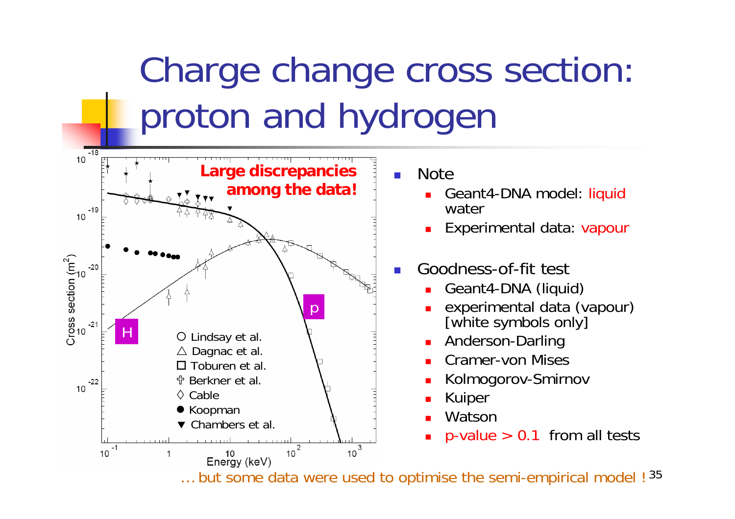# Charge change cross section: proton and hydrogen

- Note
  - Geant4-DNA model: liquid water
  - Experimental data: vapour
- Goodness-of-fit test
  - Geant4-DNA (liquid)
  - experimental data (vapour) [white symbols only]
  - Anderson-Darling
  - Cramer-von Mises
  - Kolmogorov-Smirnov
  - Kuiper
  - Watson
  - p-value > 0.1 from all tests

… but some data were used to optimise the semi-empirical model !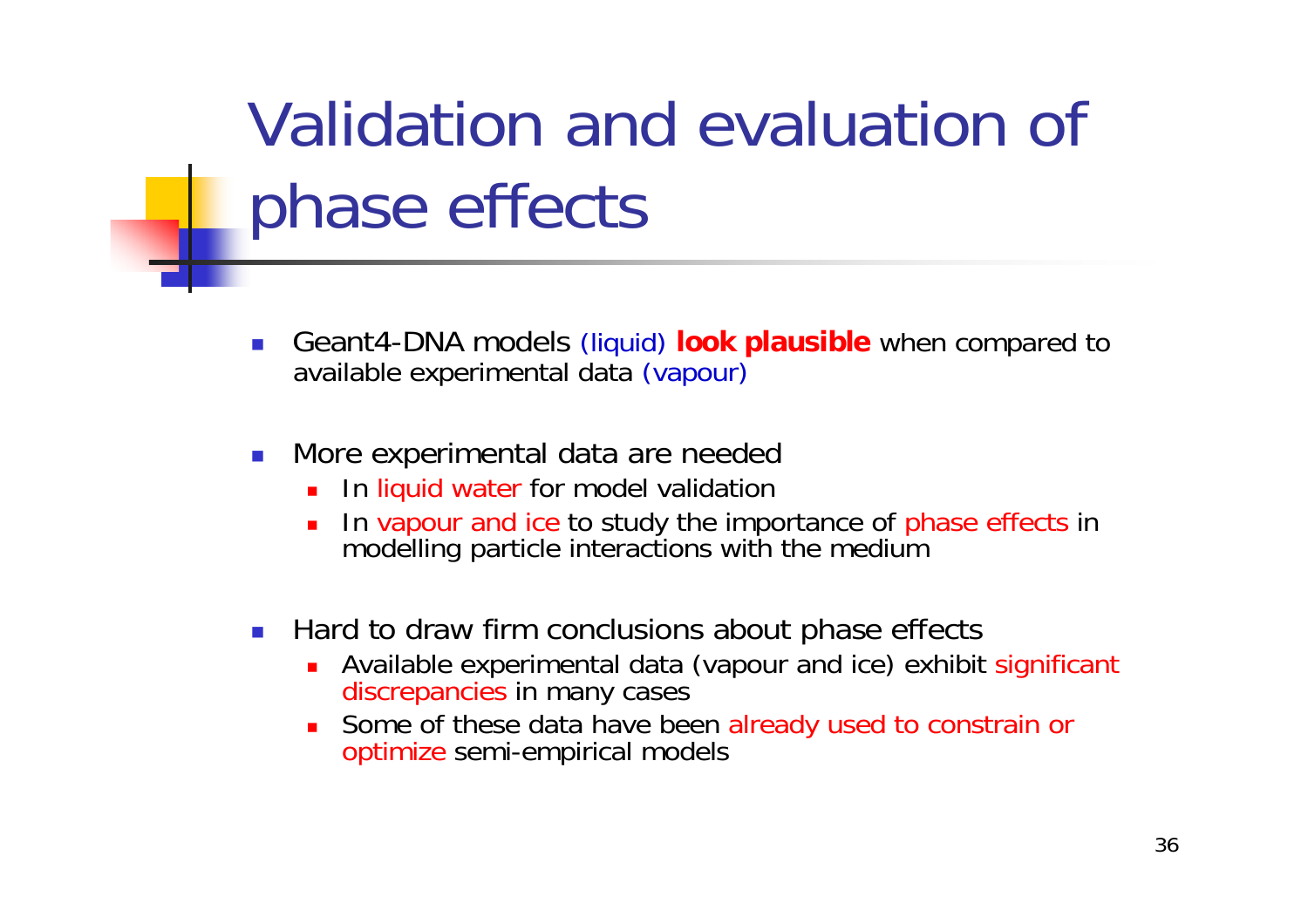# Validation and evaluation of phase effects

- Geant4-DNA models (liquid) **look plausible** when compared to available experimental data (vapour)
- More experimental data are needed
  - In liquid water for model validation
  - In vapour and ice to study the importance of phase effects in modelling particle interactions with the medium
- Hard to draw firm conclusions about phase effects
  - Available experimental data (vapour and ice) exhibit significant discrepancies in many cases
  - Some of these data have been already used to constrain or optimize semi-empirical models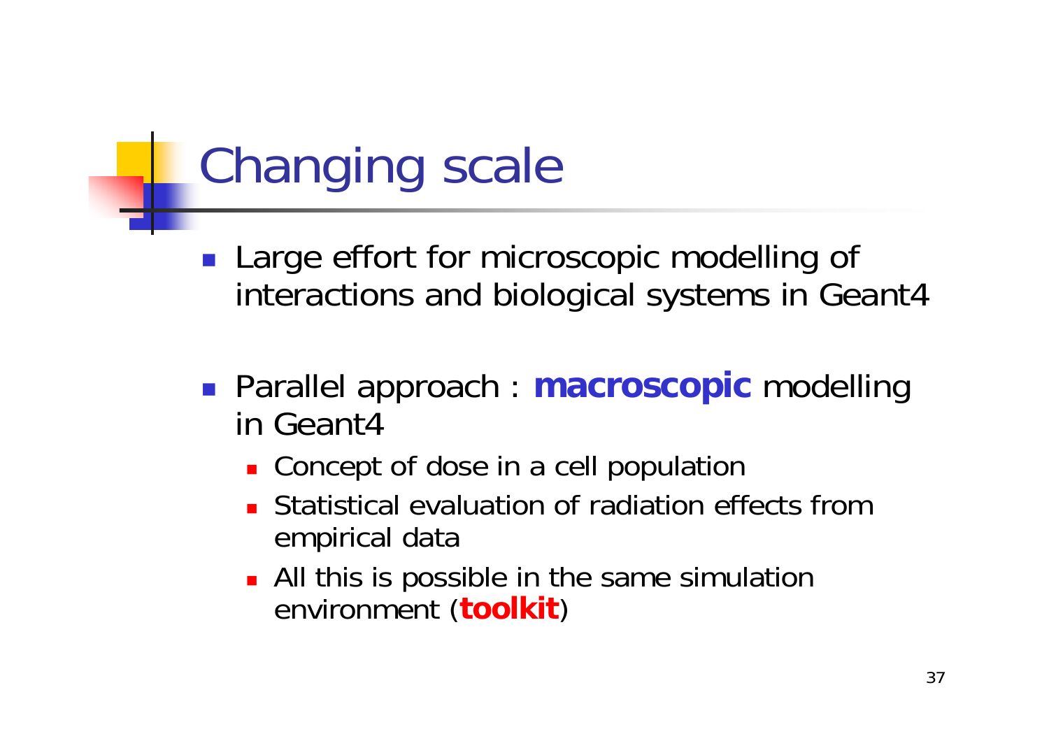# Changing scale

- Large effort for microscopic modelling of interactions and biological systems in Geant4

- Parallel approach : **macroscopic** modelling in Geant4
  - Concept of dose in a cell population
  - Statistical evaluation of radiation effects from empirical data
  - All this is possible in the same simulation environment (**toolkit**)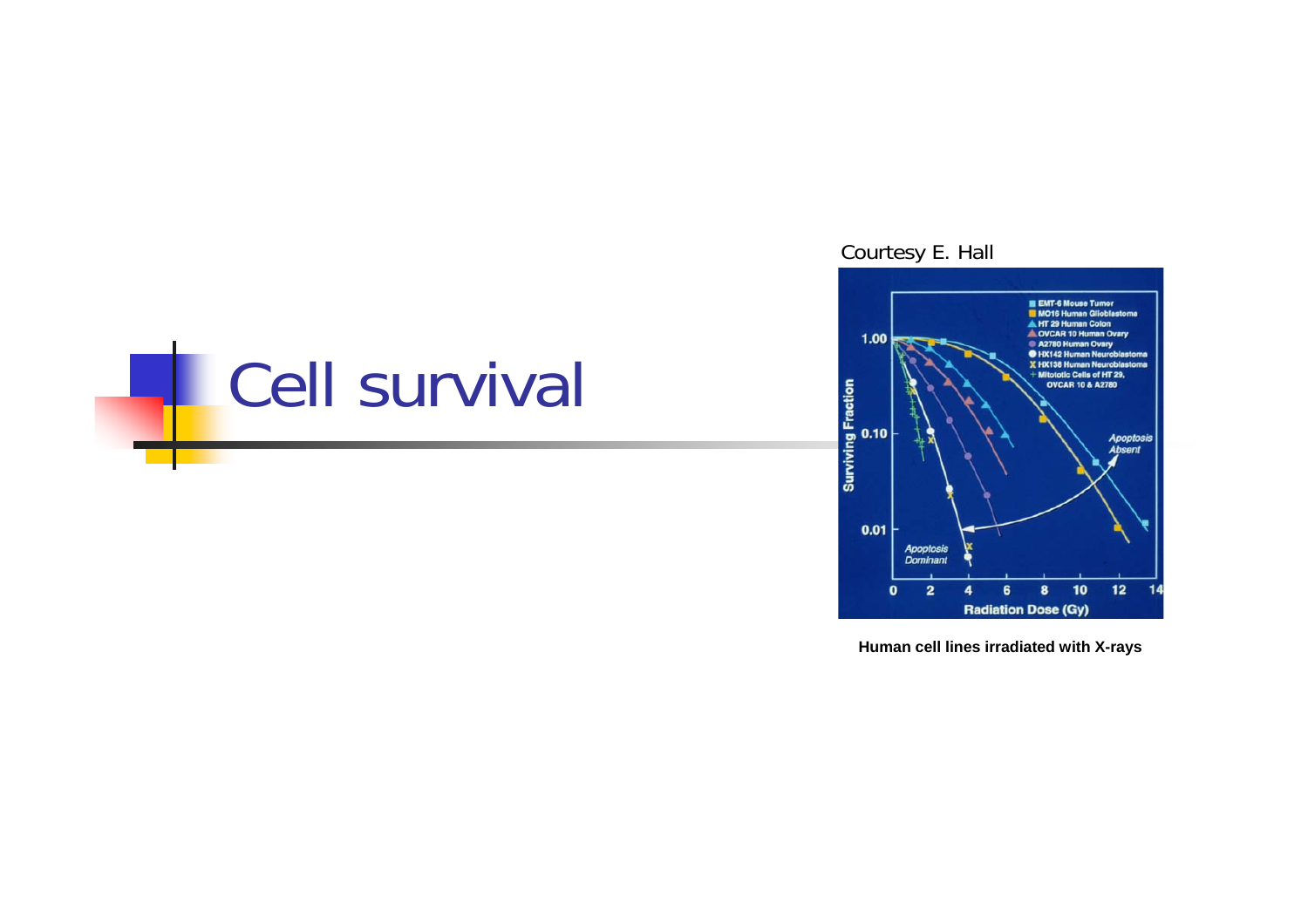# Cell survival

Courtesy E. Hall

**Human cell lines irradiated with X-rays**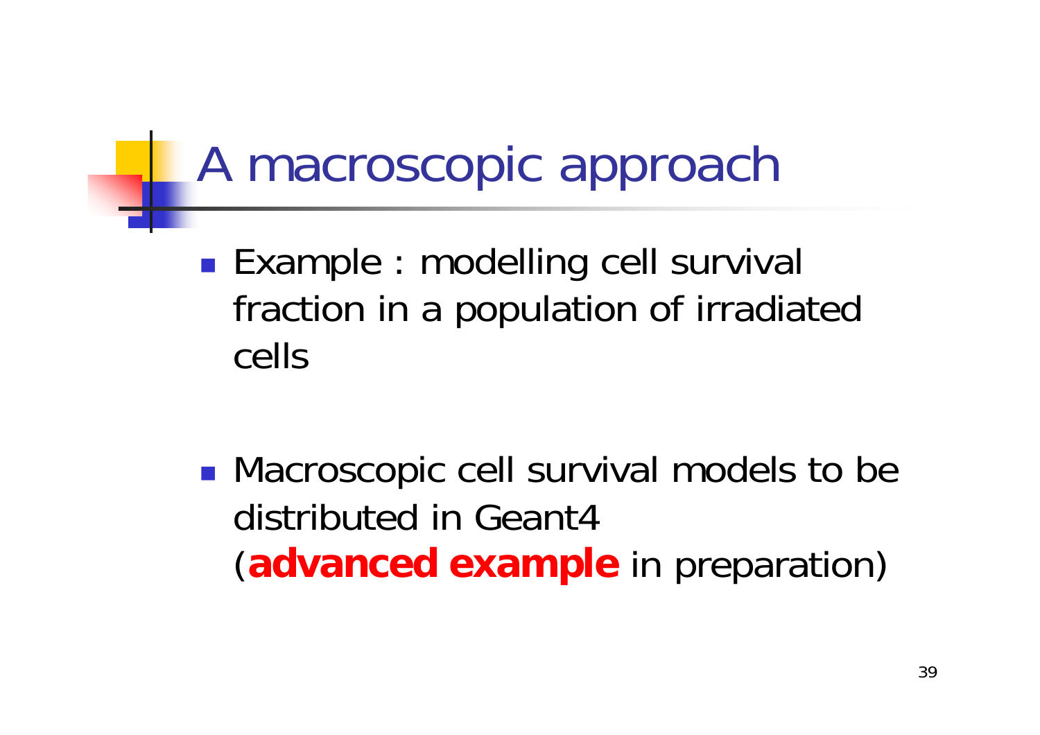# A macroscopic approach

- Example : modelling cell survival fraction in a population of irradiated cells

- Macroscopic cell survival models to be distributed in Geant4 (**advanced example** in preparation)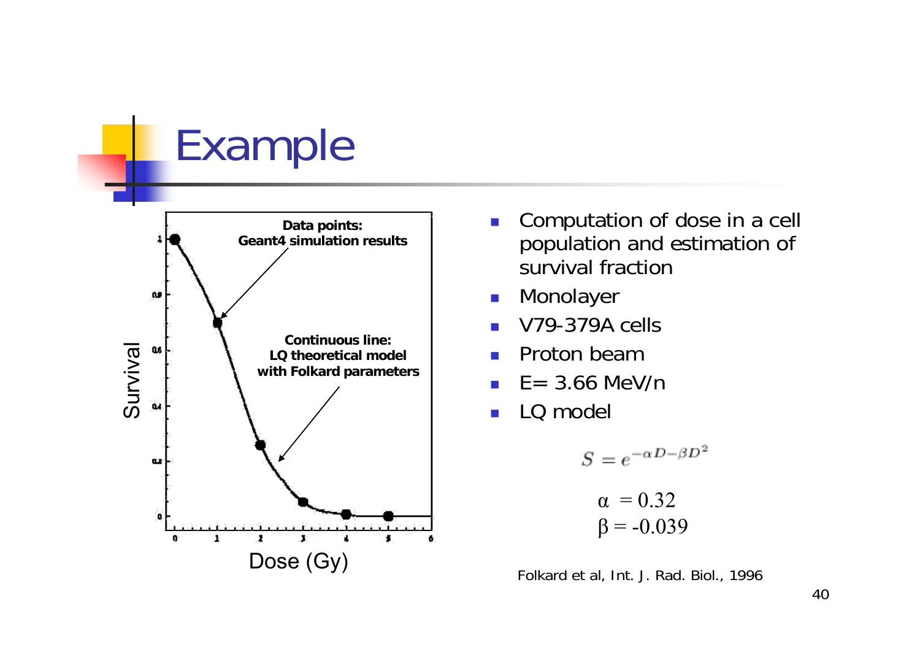# Example

Data points: Geant4 simulation results

Continuous line: LQ theoretical model with Folkard parameters

Survival

Dose (Gy)

- Computation of dose in a cell population and estimation of survival fraction
- Monolayer
- V79-379A cells
- Proton beam
- E= 3.66 MeV/n
- LQ model

$$S = e^{-\alpha D - \beta D^2}$$

$$\alpha = 0.32$$
$$\beta = -0.039$$

Folkard et al, Int. J. Rad. Biol., 1996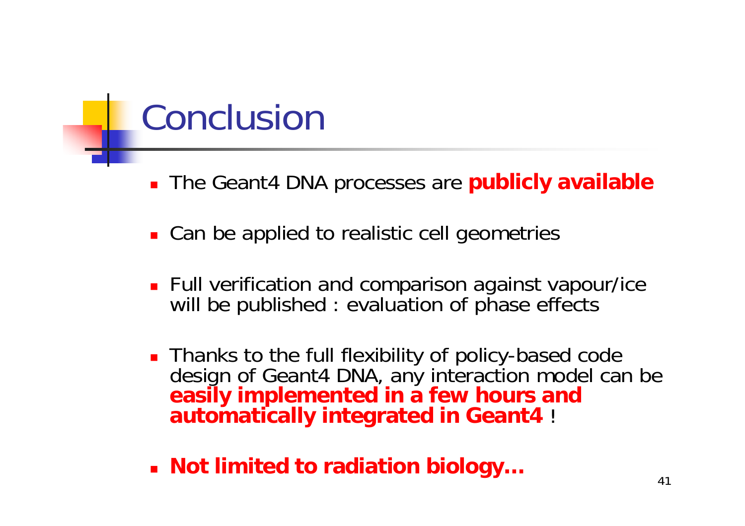# Conclusion

- The Geant4 DNA processes are **publicly available**
- Can be applied to realistic cell geometries
- Full verification and comparison against vapour/ice will be published : evaluation of phase effects
- Thanks to the full flexibility of policy-based code design of Geant4 DNA, any interaction model can be **easily implemented in a few hours and automatically integrated in Geant4** !
- **Not limited to radiation biology…**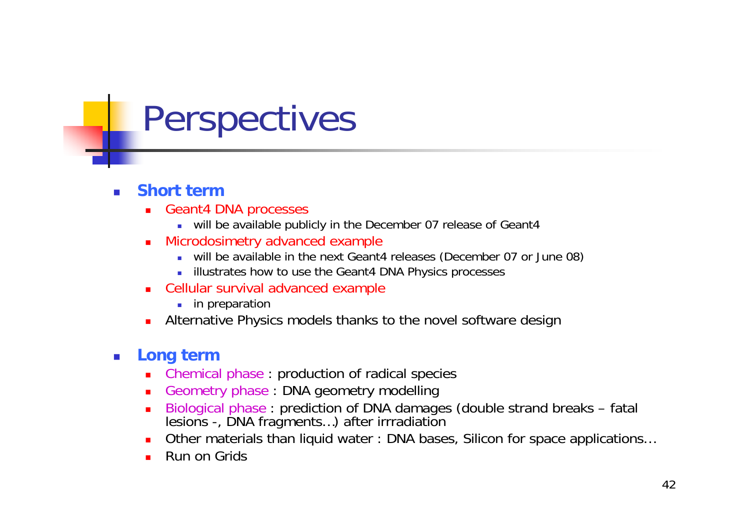# Perspectives

- **Short term**
  - Geant4 DNA processes
    - will be available publicly in the December 07 release of Geant4
  - Microdosimetry advanced example
    - will be available in the next Geant4 releases (December 07 or June 08)
    - illustrates how to use the Geant4 DNA Physics processes
  - Cellular survival advanced example
    - in preparation
  - Alternative Physics models thanks to the novel software design

- **Long term**
  - Chemical phase : production of radical species
  - Geometry phase : DNA geometry modelling
  - Biological phase : prediction of DNA damages (double strand breaks – fatal lesions -, DNA fragments…) after irrradiation
  - Other materials than liquid water : DNA bases, Silicon for space applications…
  - Run on Grids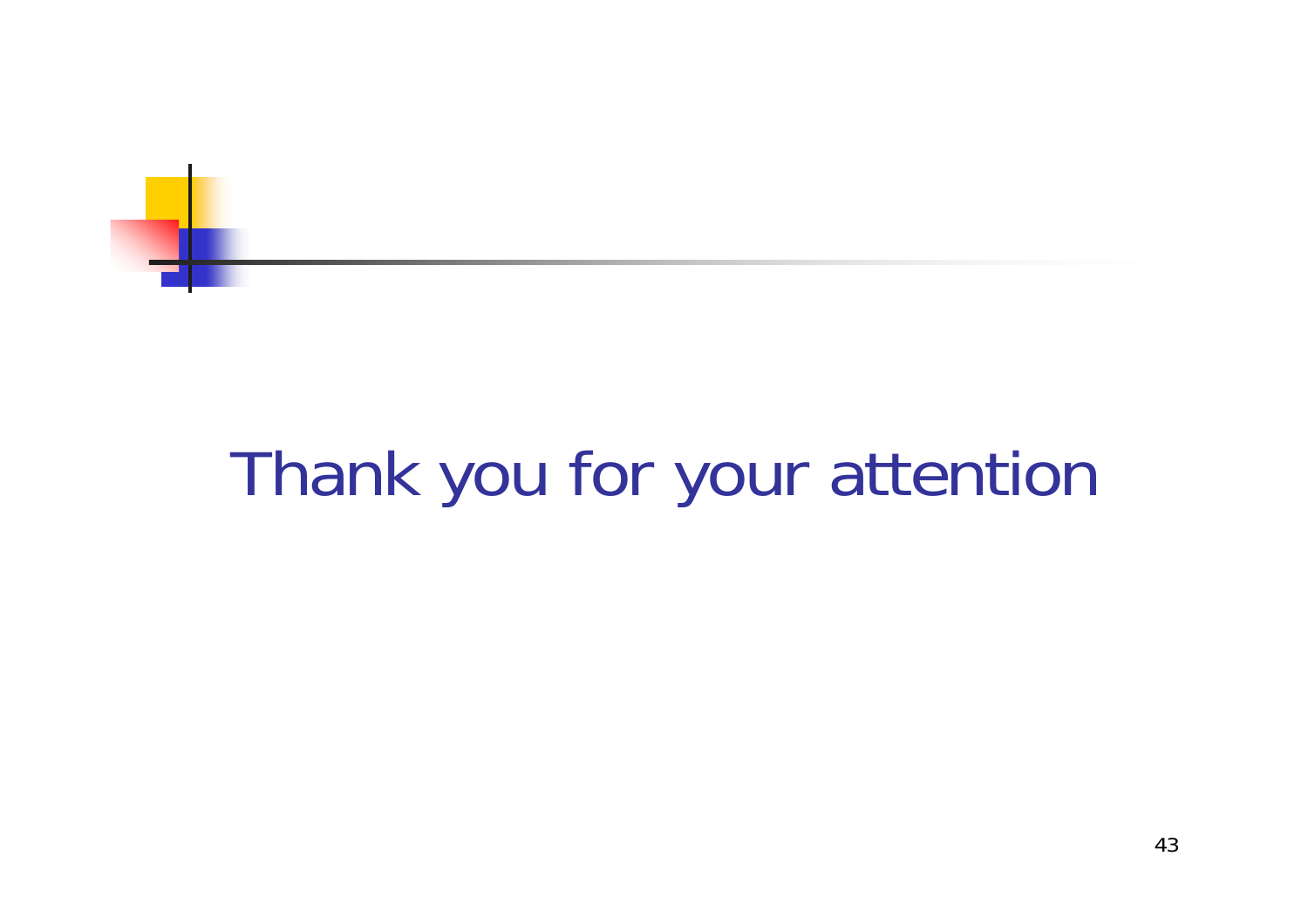# Thank you for your attention